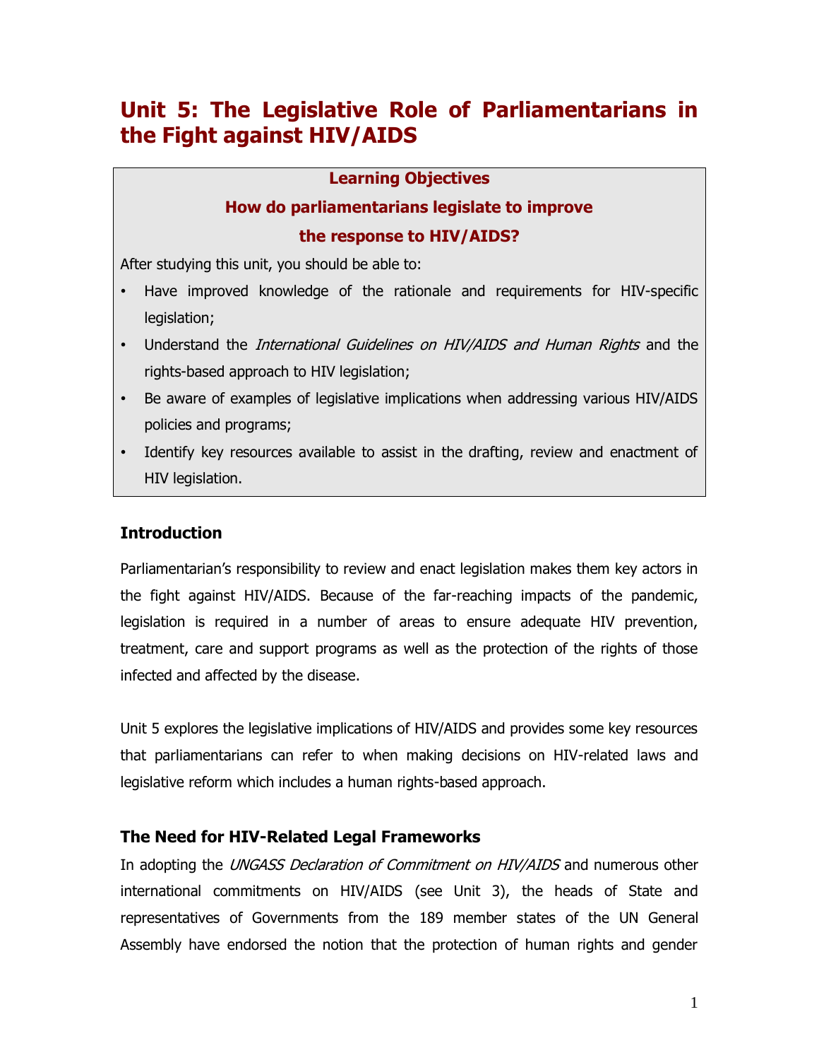# Unit 5: The Legislative Role of Parliamentarians in the Fight against HIV/AIDS

**Learning Objectives**

**How do parliamentarians legislate to improve the response to HIV/AIDS?**

After studying this unit, you should be able to:

- Have improved knowledge of the rationale and requirements for HIV-specific legislation;
- Understand the *International Guidelines on HIV/AIDS and Human Rights* and the rights-based approach to HIV legislation;
- Be aware of examples of legislative implications when addressing various HIV/AIDS policies and programs;
- Identify key resources available to assist in the drafting, review and enactment of HIV legislation.

### Introduction

Parliamentarian's responsibility to review and enact legislation makes them key actors in the fight against HIV/AIDS. Because of the far-reaching impacts of the pandemic, legislation is required in a number of areas to ensure adequate HIV prevention, treatment, care and support programs as well as the protection of the rights of those infected and affected by the disease.

Unit 5 explores the legislative implications of HIV/AIDS and provides some key resources that parliamentarians can refer to when making decisions on HIV-related laws and legislative reform which includes a human rights-based approach.

### The Need for HIV-Related Legal Frameworks

In adopting the *UNGASS Declaration of Commitment on HIV/AIDS* and numerous other international commitments on HIV/AIDS (see Unit 3), the heads of State and representatives of Governments from the 189 member states of the UN General Assembly have endorsed the notion that the protection of human rights and gender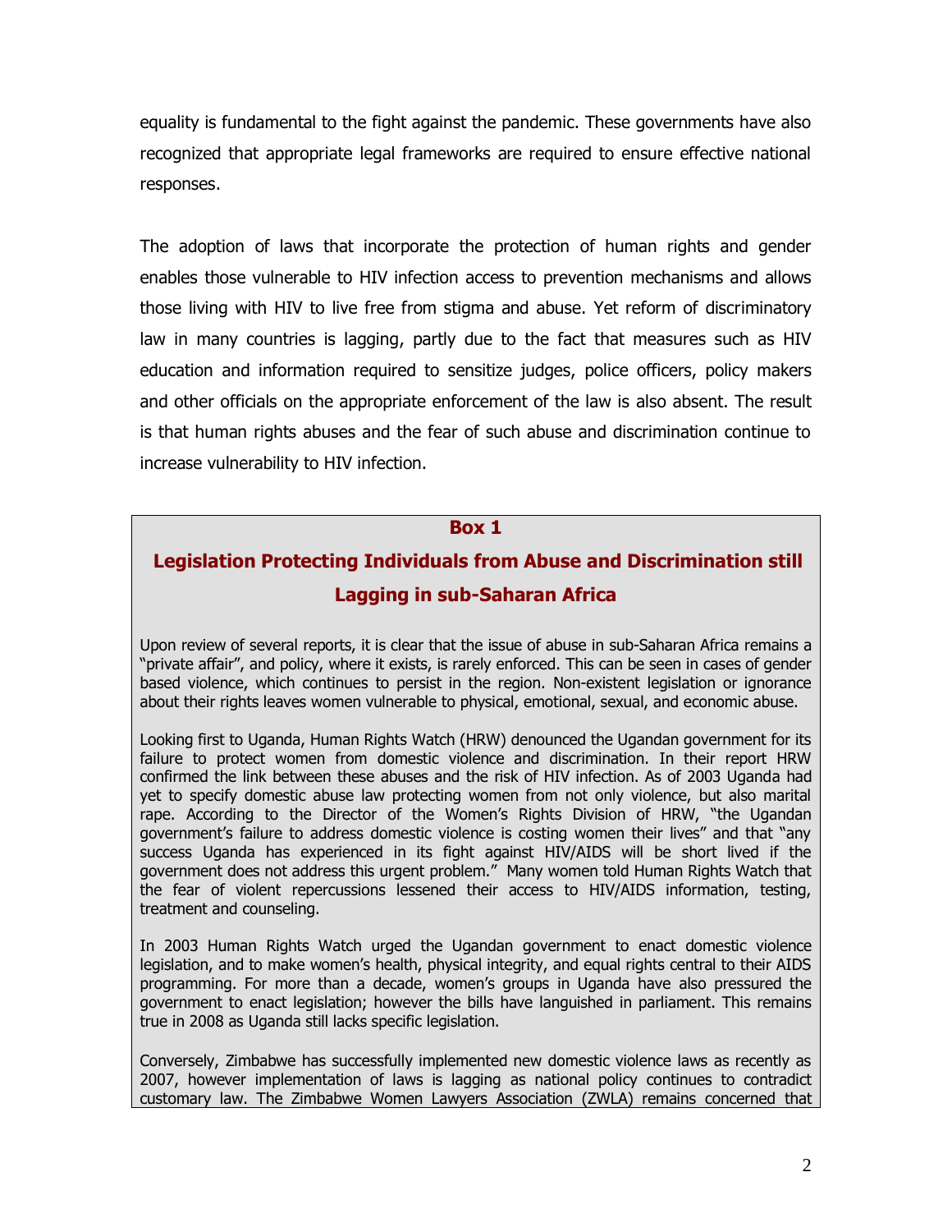equality is fundamental to the fight against the pandemic. These governments have also recognized that appropriate legal frameworks are required to ensure effective national responses.

The adoption of laws that incorporate the protection of human rights and gender enables those vulnerable to HIV infection access to prevention mechanisms and allows those living with HIV to live free from stigma and abuse. Yet reform of discriminatory law in many countries is lagging, partly due to the fact that measures such as HIV education and information required to sensitize judges, police officers, policy makers and other officials on the appropriate enforcement of the law is also absent. The result is that human rights abuses and the fear of such abuse and discrimination continue to increase vulnerability to HIV infection.

**Box 1**

**Legislation Protecting Individuals from Abuse and Discrimination still Lagging in sub-Saharan Africa**

Upon review of several reports, it is clear that the issue of abuse in sub-Saharan Africa remains a "private affair", and policy, where it exists, is rarely enforced. This can be seen in cases of gender based violence, which continues to persist in the region. Non-existent legislation or ignorance about their rights leaves women vulnerable to physical, emotional, sexual, and economic abuse.

Looking first to Uganda, Human Rights Watch (HRW) denounced the Ugandan government for its failure to protect women from domestic violence and discrimination. In their report HRW confirmed the link between these abuses and the risk of HIV infection. As of 2003 Uganda had yet to specify domestic abuse law protecting women from not only violence, but also marital rape. According to the Director of the Women's Rights Division of HRW, "the Ugandan government's failure to address domestic violence is costing women their lives" and that "any success Uganda has experienced in its fight against HIV/AIDS will be short lived if the government does not address this urgent problem." Many women told Human Rights Watch that the fear of violent repercussions lessened their access to HIV/AIDS information, testing, treatment and counseling.

In 2003 Human Rights Watch urged the Ugandan government to enact domestic violence legislation, and to make women's health, physical integrity, and equal rights central to their AIDS programming. For more than a decade, women's groups in Uganda have also pressured the government to enact legislation; however the bills have languished in parliament. This remains true in 2008 as Uganda still lacks specific legislation.

Conversely, Zimbabwe has successfully implemented new domestic violence laws as recently as 2007, however implementation of laws is lagging as national policy continues to contradict customary law. The Zimbabwe Women Lawyers Association (ZWLA) remains concerned that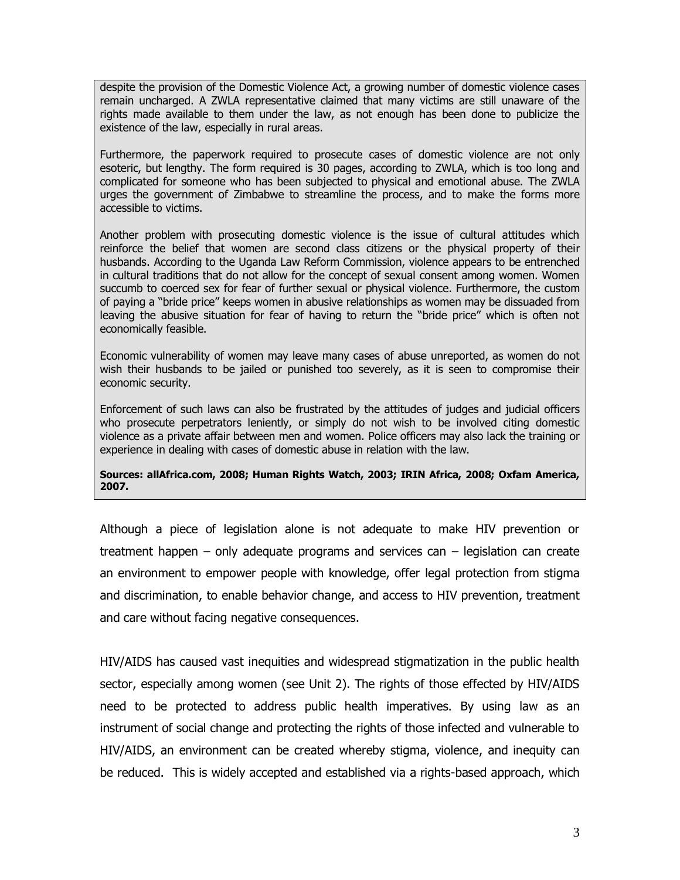despite the provision of the Domestic Violence Act, a growing number of domestic violence cases remain uncharged. A ZWLA representative claimed that many victims are still unaware of the rights made available to them under the law, as not enough has been done to publicize the existence of the law, especially in rural areas.

Furthermore, the paperwork required to prosecute cases of domestic violence are not only esoteric, but lengthy. The form required is 30 pages, according to ZWLA, which is too long and complicated for someone who has been subjected to physical and emotional abuse. The ZWLA urges the government of Zimbabwe to streamline the process, and to make the forms more accessible to victims.

Another problem with prosecuting domestic violence is the issue of cultural attitudes which reinforce the belief that women are second class citizens or the physical property of their husbands. According to the Uganda Law Reform Commission, violence appears to be entrenched in cultural traditions that do not allow for the concept of sexual consent among women. Women succumb to coerced sex for fear of further sexual or physical violence. Furthermore, the custom of paying a "bride price" keeps women in abusive relationships as women may be dissuaded from leaving the abusive situation for fear of having to return the "bride price" which is often not economically feasible.

Economic vulnerability of women may leave many cases of abuse unreported, as women do not wish their husbands to be jailed or punished too severely, as it is seen to compromise their economic security.

Enforcement of such laws can also be frustrated by the attitudes of judges and judicial officers who prosecute perpetrators leniently, or simply do not wish to be involved citing domestic violence as a private affair between men and women. Police officers may also lack the training or experience in dealing with cases of domestic abuse in relation with the law.

**Sources: allAfrica.com, 2008; Human Rights Watch, 2003; IRIN Africa, 2008; Oxfam America, 2007.**

Although a piece of legislation alone is not adequate to make HIV prevention or treatment happen – only adequate programs and services can – legislation can create an environment to empower people with knowledge, offer legal protection from stigma and discrimination, to enable behavior change, and access to HIV prevention, treatment and care without facing negative consequences.

HIV/AIDS has caused vast inequities and widespread stigmatization in the public health sector, especially among women (see Unit 2). The rights of those effected by HIV/AIDS need to be protected to address public health imperatives. By using law as an instrument of social change and protecting the rights of those infected and vulnerable to HIV/AIDS, an environment can be created whereby stigma, violence, and inequity can be reduced. This is widely accepted and established via a rights-based approach, which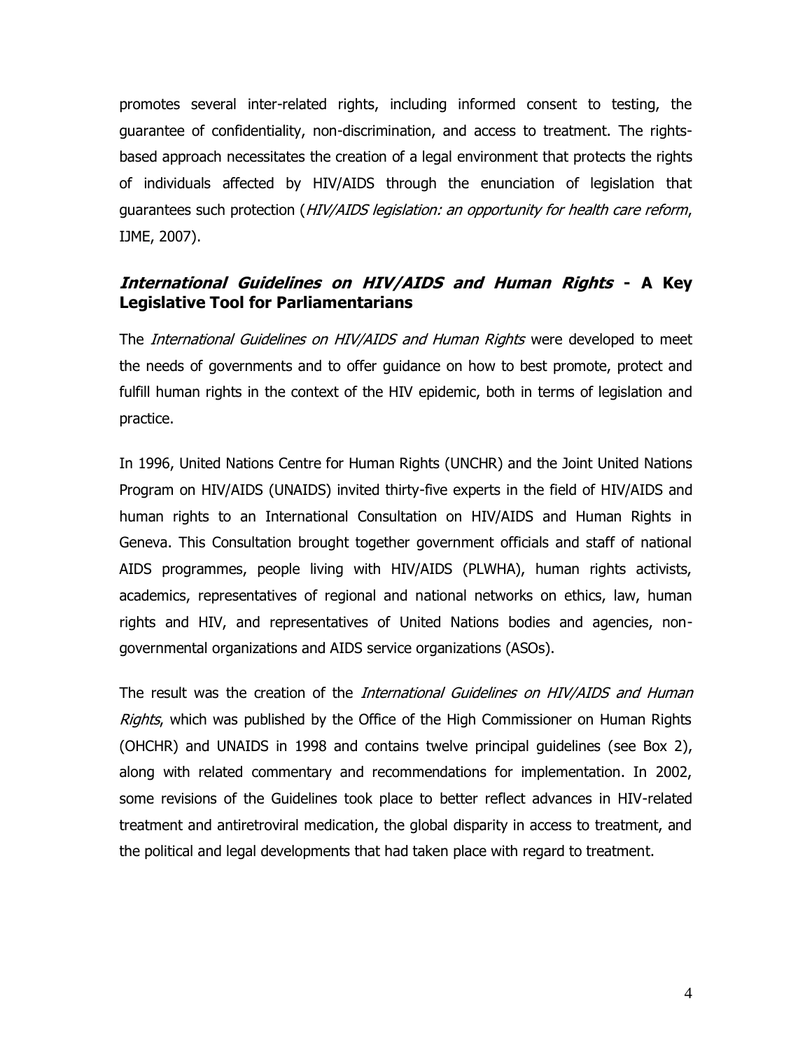promotes several inter-related rights, including informed consent to testing, the guarantee of confidentiality, non-discrimination, and access to treatment. The rights-based approach necessitates the creation of a legal environment that protects the rights of individuals affected by HIV/AIDS through the enunciation of legislation that guarantees such protection (*HIV/AIDS legislation: an opportunity for health care reform*, IJME, 2007).

## *International Guidelines on HIV/AIDS and Human Rights* - A Key Legislative Tool for Parliamentarians

The *International Guidelines on HIV/AIDS and Human Rights* were developed to meet the needs of governments and to offer guidance on how to best promote, protect and fulfill human rights in the context of the HIV epidemic, both in terms of legislation and practice.

In 1996, United Nations Centre for Human Rights (UNCHR) and the Joint United Nations Program on HIV/AIDS (UNAIDS) invited thirty-five experts in the field of HIV/AIDS and human rights to an International Consultation on HIV/AIDS and Human Rights in Geneva. This Consultation brought together government officials and staff of national AIDS programmes, people living with HIV/AIDS (PLWHA), human rights activists, academics, representatives of regional and national networks on ethics, law, human rights and HIV, and representatives of United Nations bodies and agencies, non-governmental organizations and AIDS service organizations (ASOs).

The result was the creation of the *International Guidelines on HIV/AIDS and Human Rights*, which was published by the Office of the High Commissioner on Human Rights (OHCHR) and UNAIDS in 1998 and contains twelve principal guidelines (see Box 2), along with related commentary and recommendations for implementation. In 2002, some revisions of the Guidelines took place to better reflect advances in HIV-related treatment and antiretroviral medication, the global disparity in access to treatment, and the political and legal developments that had taken place with regard to treatment.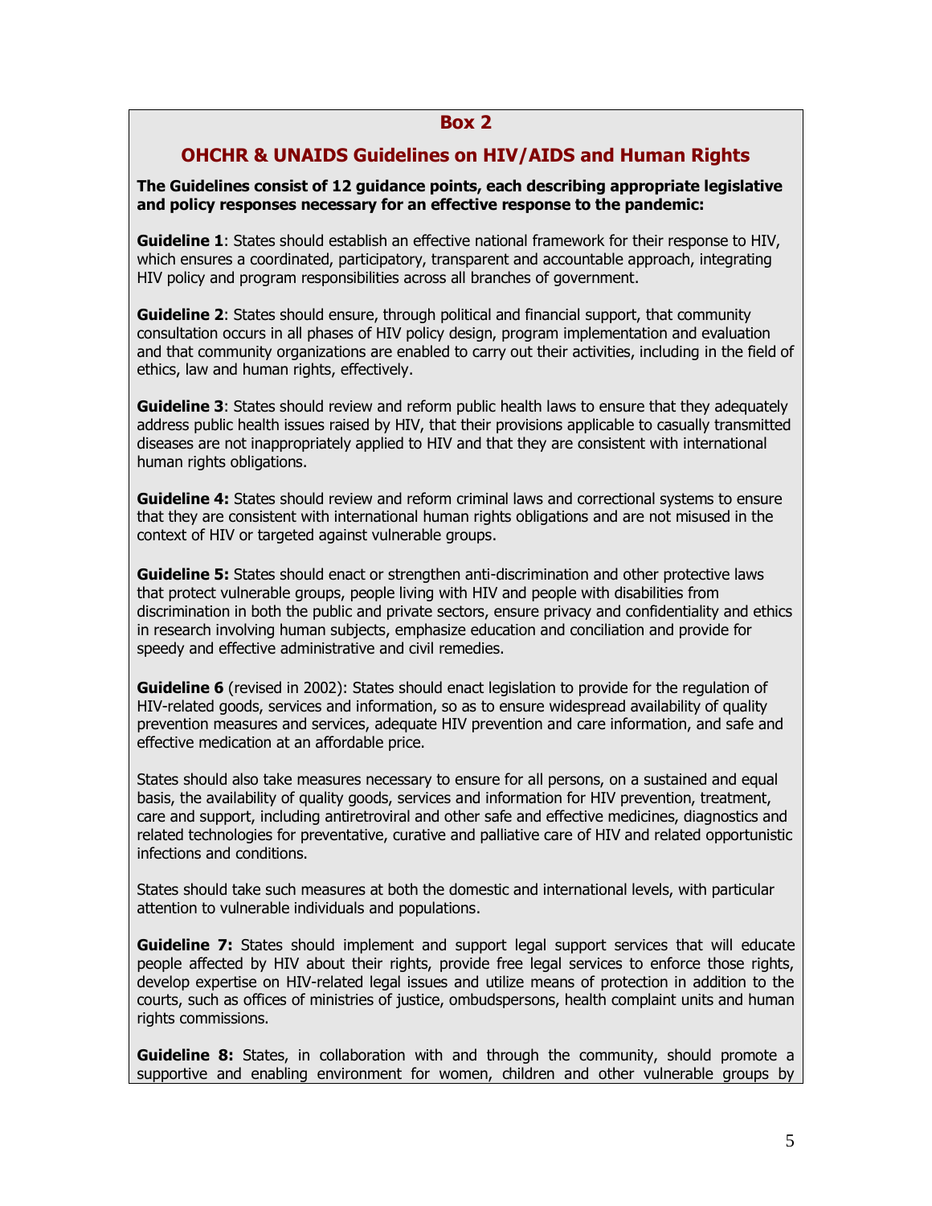## Box 2

## OHCHR & UNAIDS Guidelines on HIV/AIDS and Human Rights

**The Guidelines consist of 12 guidance points, each describing appropriate legislative and policy responses necessary for an effective response to the pandemic:**

**Guideline 1**: States should establish an effective national framework for their response to HIV, which ensures a coordinated, participatory, transparent and accountable approach, integrating HIV policy and program responsibilities across all branches of government.

**Guideline 2**: States should ensure, through political and financial support, that community consultation occurs in all phases of HIV policy design, program implementation and evaluation and that community organizations are enabled to carry out their activities, including in the field of ethics, law and human rights, effectively.

**Guideline 3**: States should review and reform public health laws to ensure that they adequately address public health issues raised by HIV, that their provisions applicable to casually transmitted diseases are not inappropriately applied to HIV and that they are consistent with international human rights obligations.

**Guideline 4:** States should review and reform criminal laws and correctional systems to ensure that they are consistent with international human rights obligations and are not misused in the context of HIV or targeted against vulnerable groups.

**Guideline 5:** States should enact or strengthen anti-discrimination and other protective laws that protect vulnerable groups, people living with HIV and people with disabilities from discrimination in both the public and private sectors, ensure privacy and confidentiality and ethics in research involving human subjects, emphasize education and conciliation and provide for speedy and effective administrative and civil remedies.

**Guideline 6** (revised in 2002): States should enact legislation to provide for the regulation of HIV-related goods, services and information, so as to ensure widespread availability of quality prevention measures and services, adequate HIV prevention and care information, and safe and effective medication at an affordable price.

States should also take measures necessary to ensure for all persons, on a sustained and equal basis, the availability of quality goods, services and information for HIV prevention, treatment, care and support, including antiretroviral and other safe and effective medicines, diagnostics and related technologies for preventative, curative and palliative care of HIV and related opportunistic infections and conditions.

States should take such measures at both the domestic and international levels, with particular attention to vulnerable individuals and populations.

**Guideline 7:** States should implement and support legal support services that will educate people affected by HIV about their rights, provide free legal services to enforce those rights, develop expertise on HIV-related legal issues and utilize means of protection in addition to the courts, such as offices of ministries of justice, ombudspersons, health complaint units and human rights commissions.

**Guideline 8:** States, in collaboration with and through the community, should promote a supportive and enabling environment for women, children and other vulnerable groups by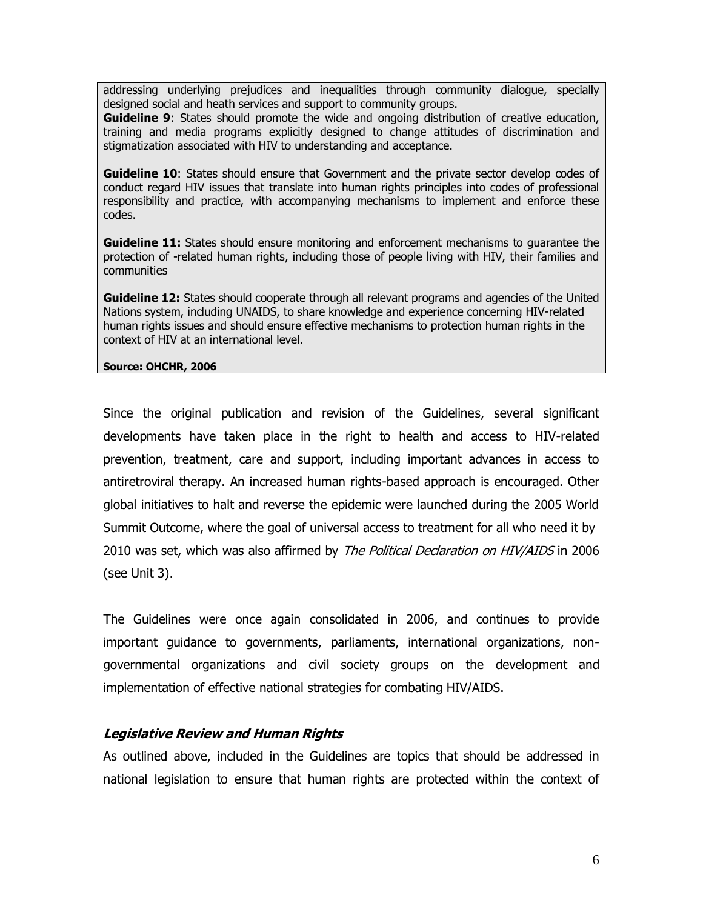addressing underlying prejudices and inequalities through community dialogue, specially designed social and heath services and support to community groups.

**Guideline 9**: States should promote the wide and ongoing distribution of creative education, training and media programs explicitly designed to change attitudes of discrimination and stigmatization associated with HIV to understanding and acceptance.

**Guideline 10**: States should ensure that Government and the private sector develop codes of conduct regard HIV issues that translate into human rights principles into codes of professional responsibility and practice, with accompanying mechanisms to implement and enforce these codes.

**Guideline 11:** States should ensure monitoring and enforcement mechanisms to guarantee the protection of -related human rights, including those of people living with HIV, their families and communities

**Guideline 12:** States should cooperate through all relevant programs and agencies of the United Nations system, including UNAIDS, to share knowledge and experience concerning HIV-related human rights issues and should ensure effective mechanisms to protection human rights in the context of HIV at an international level.

**Source: OHCHR, 2006**

Since the original publication and revision of the Guidelines, several significant developments have taken place in the right to health and access to HIV-related prevention, treatment, care and support, including important advances in access to antiretroviral therapy. An increased human rights-based approach is encouraged. Other global initiatives to halt and reverse the epidemic were launched during the 2005 World Summit Outcome, where the goal of universal access to treatment for all who need it by 2010 was set, which was also affirmed by *The Political Declaration on HIV/AIDS* in 2006 (see Unit 3).

The Guidelines were once again consolidated in 2006, and continues to provide important guidance to governments, parliaments, international organizations, non-governmental organizations and civil society groups on the development and implementation of effective national strategies for combating HIV/AIDS.

### *Legislative Review and Human Rights*

As outlined above, included in the Guidelines are topics that should be addressed in national legislation to ensure that human rights are protected within the context of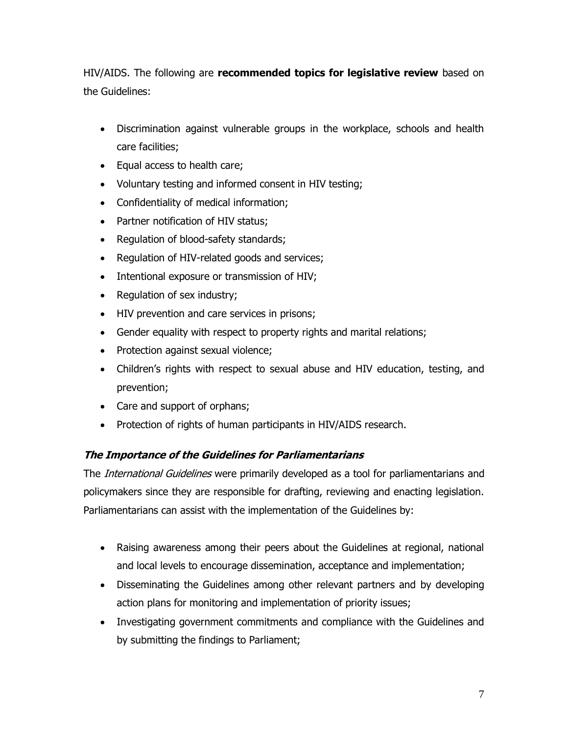HIV/AIDS. The following are **recommended topics for legislative review** based on the Guidelines:

- Discrimination against vulnerable groups in the workplace, schools and health care facilities;
- Equal access to health care;
- Voluntary testing and informed consent in HIV testing;
- Confidentiality of medical information;
- Partner notification of HIV status;
- Regulation of blood-safety standards;
- Regulation of HIV-related goods and services;
- Intentional exposure or transmission of HIV;
- Regulation of sex industry;
- HIV prevention and care services in prisons;
- Gender equality with respect to property rights and marital relations;
- Protection against sexual violence;
- Children's rights with respect to sexual abuse and HIV education, testing, and prevention;
- Care and support of orphans;
- Protection of rights of human participants in HIV/AIDS research.

### ***The Importance of the Guidelines for Parliamentarians***

The *International Guidelines* were primarily developed as a tool for parliamentarians and policymakers since they are responsible for drafting, reviewing and enacting legislation. Parliamentarians can assist with the implementation of the Guidelines by:

- Raising awareness among their peers about the Guidelines at regional, national and local levels to encourage dissemination, acceptance and implementation;
- Disseminating the Guidelines among other relevant partners and by developing action plans for monitoring and implementation of priority issues;
- Investigating government commitments and compliance with the Guidelines and by submitting the findings to Parliament;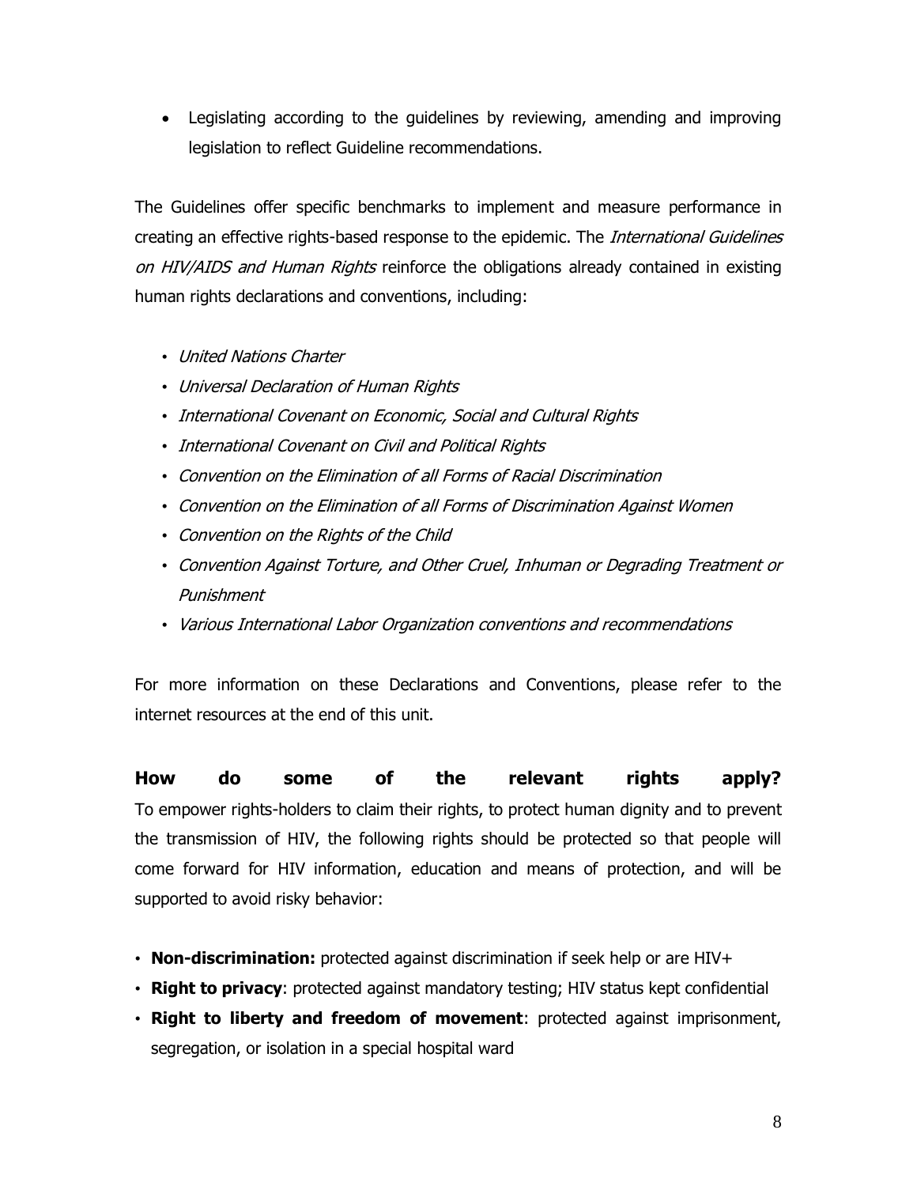- Legislating according to the guidelines by reviewing, amending and improving legislation to reflect Guideline recommendations.

The Guidelines offer specific benchmarks to implement and measure performance in creating an effective rights-based response to the epidemic. The *International Guidelines on HIV/AIDS and Human Rights* reinforce the obligations already contained in existing human rights declarations and conventions, including:

- *United Nations Charter*
- *Universal Declaration of Human Rights*
- *International Covenant on Economic, Social and Cultural Rights*
- *International Covenant on Civil and Political Rights*
- *Convention on the Elimination of all Forms of Racial Discrimination*
- *Convention on the Elimination of all Forms of Discrimination Against Women*
- *Convention on the Rights of the Child*
- *Convention Against Torture, and Other Cruel, Inhuman or Degrading Treatment or Punishment*
- *Various International Labor Organization conventions and recommendations*

For more information on these Declarations and Conventions, please refer to the internet resources at the end of this unit.

### How do some of the relevant rights apply?

To empower rights-holders to claim their rights, to protect human dignity and to prevent the transmission of HIV, the following rights should be protected so that people will come forward for HIV information, education and means of protection, and will be supported to avoid risky behavior:

- **Non-discrimination:** protected against discrimination if seek help or are HIV+
- **Right to privacy**: protected against mandatory testing; HIV status kept confidential
- **Right to liberty and freedom of movement**: protected against imprisonment, segregation, or isolation in a special hospital ward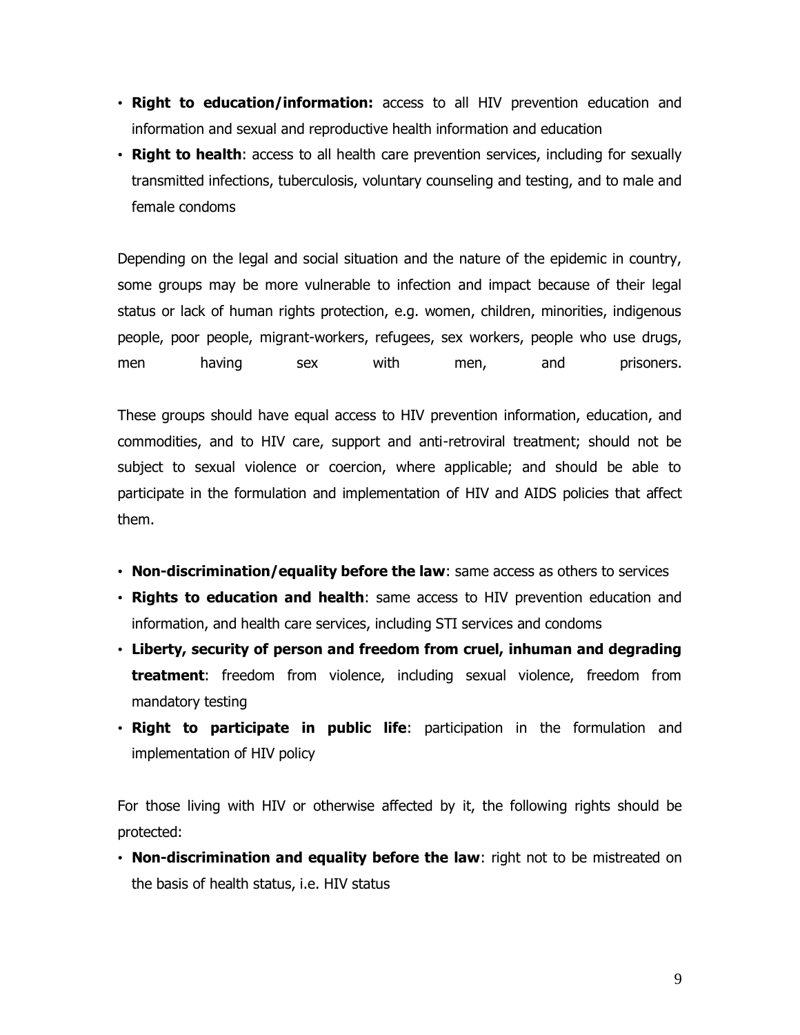- **Right to education/information:** access to all HIV prevention education and information and sexual and reproductive health information and education
- **Right to health**: access to all health care prevention services, including for sexually transmitted infections, tuberculosis, voluntary counseling and testing, and to male and female condoms

Depending on the legal and social situation and the nature of the epidemic in country, some groups may be more vulnerable to infection and impact because of their legal status or lack of human rights protection, e.g. women, children, minorities, indigenous people, poor people, migrant-workers, refugees, sex workers, people who use drugs, men having sex with men, and prisoners.

These groups should have equal access to HIV prevention information, education, and commodities, and to HIV care, support and anti-retroviral treatment; should not be subject to sexual violence or coercion, where applicable; and should be able to participate in the formulation and implementation of HIV and AIDS policies that affect them.

- **Non-discrimination/equality before the law**: same access as others to services
- **Rights to education and health**: same access to HIV prevention education and information, and health care services, including STI services and condoms
- **Liberty, security of person and freedom from cruel, inhuman and degrading treatment**: freedom from violence, including sexual violence, freedom from mandatory testing
- **Right to participate in public life**: participation in the formulation and implementation of HIV policy

For those living with HIV or otherwise affected by it, the following rights should be protected:

- **Non-discrimination and equality before the law**: right not to be mistreated on the basis of health status, i.e. HIV status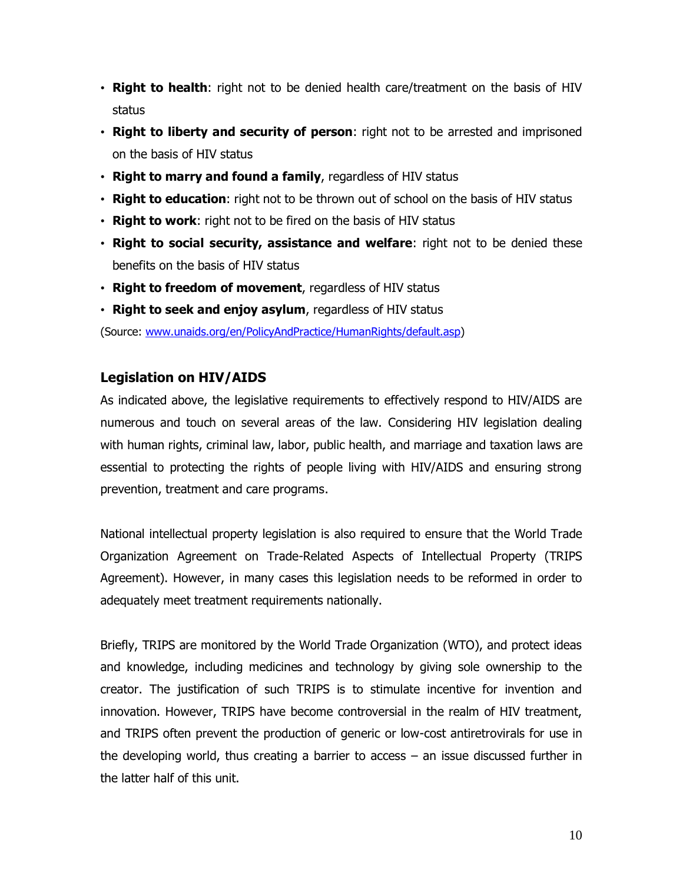- **Right to health**: right not to be denied health care/treatment on the basis of HIV status
- **Right to liberty and security of person**: right not to be arrested and imprisoned on the basis of HIV status
- **Right to marry and found a family**, regardless of HIV status
- **Right to education**: right not to be thrown out of school on the basis of HIV status
- **Right to work**: right not to be fired on the basis of HIV status
- **Right to social security, assistance and welfare**: right not to be denied these benefits on the basis of HIV status
- **Right to freedom of movement**, regardless of HIV status
- **Right to seek and enjoy asylum**, regardless of HIV status

(Source: www.unaids.org/en/PolicyAndPractice/HumanRights/default.asp)

## Legislation on HIV/AIDS

As indicated above, the legislative requirements to effectively respond to HIV/AIDS are numerous and touch on several areas of the law. Considering HIV legislation dealing with human rights, criminal law, labor, public health, and marriage and taxation laws are essential to protecting the rights of people living with HIV/AIDS and ensuring strong prevention, treatment and care programs.

National intellectual property legislation is also required to ensure that the World Trade Organization Agreement on Trade-Related Aspects of Intellectual Property (TRIPS Agreement). However, in many cases this legislation needs to be reformed in order to adequately meet treatment requirements nationally.

Briefly, TRIPS are monitored by the World Trade Organization (WTO), and protect ideas and knowledge, including medicines and technology by giving sole ownership to the creator. The justification of such TRIPS is to stimulate incentive for invention and innovation. However, TRIPS have become controversial in the realm of HIV treatment, and TRIPS often prevent the production of generic or low-cost antiretrovirals for use in the developing world, thus creating a barrier to access – an issue discussed further in the latter half of this unit.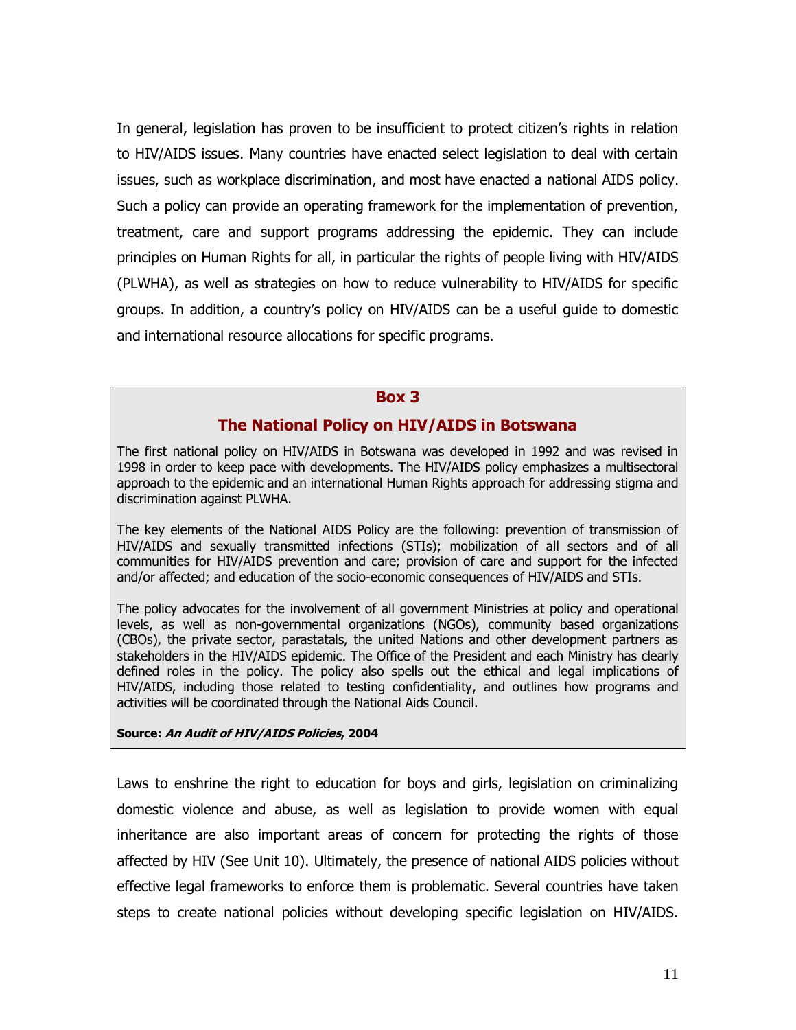In general, legislation has proven to be insufficient to protect citizen's rights in relation to HIV/AIDS issues. Many countries have enacted select legislation to deal with certain issues, such as workplace discrimination, and most have enacted a national AIDS policy. Such a policy can provide an operating framework for the implementation of prevention, treatment, care and support programs addressing the epidemic. They can include principles on Human Rights for all, in particular the rights of people living with HIV/AIDS (PLWHA), as well as strategies on how to reduce vulnerability to HIV/AIDS for specific groups. In addition, a country's policy on HIV/AIDS can be a useful guide to domestic and international resource allocations for specific programs.

> **Box 3**
>
> **The National Policy on HIV/AIDS in Botswana**
>
> The first national policy on HIV/AIDS in Botswana was developed in 1992 and was revised in 1998 in order to keep pace with developments. The HIV/AIDS policy emphasizes a multisectoral approach to the epidemic and an international Human Rights approach for addressing stigma and discrimination against PLWHA.
>
> The key elements of the National AIDS Policy are the following: prevention of transmission of HIV/AIDS and sexually transmitted infections (STIs); mobilization of all sectors and of all communities for HIV/AIDS prevention and care; provision of care and support for the infected and/or affected; and education of the socio-economic consequences of HIV/AIDS and STIs.
>
> The policy advocates for the involvement of all government Ministries at policy and operational levels, as well as non-governmental organizations (NGOs), community based organizations (CBOs), the private sector, parastatals, the united Nations and other development partners as stakeholders in the HIV/AIDS epidemic. The Office of the President and each Ministry has clearly defined roles in the policy. The policy also spells out the ethical and legal implications of HIV/AIDS, including those related to testing confidentiality, and outlines how programs and activities will be coordinated through the National Aids Council.
>
> **Source: *An Audit of HIV/AIDS Policies*, 2004**

Laws to enshrine the right to education for boys and girls, legislation on criminalizing domestic violence and abuse, as well as legislation to provide women with equal inheritance are also important areas of concern for protecting the rights of those affected by HIV (See Unit 10). Ultimately, the presence of national AIDS policies without effective legal frameworks to enforce them is problematic. Several countries have taken steps to create national policies without developing specific legislation on HIV/AIDS.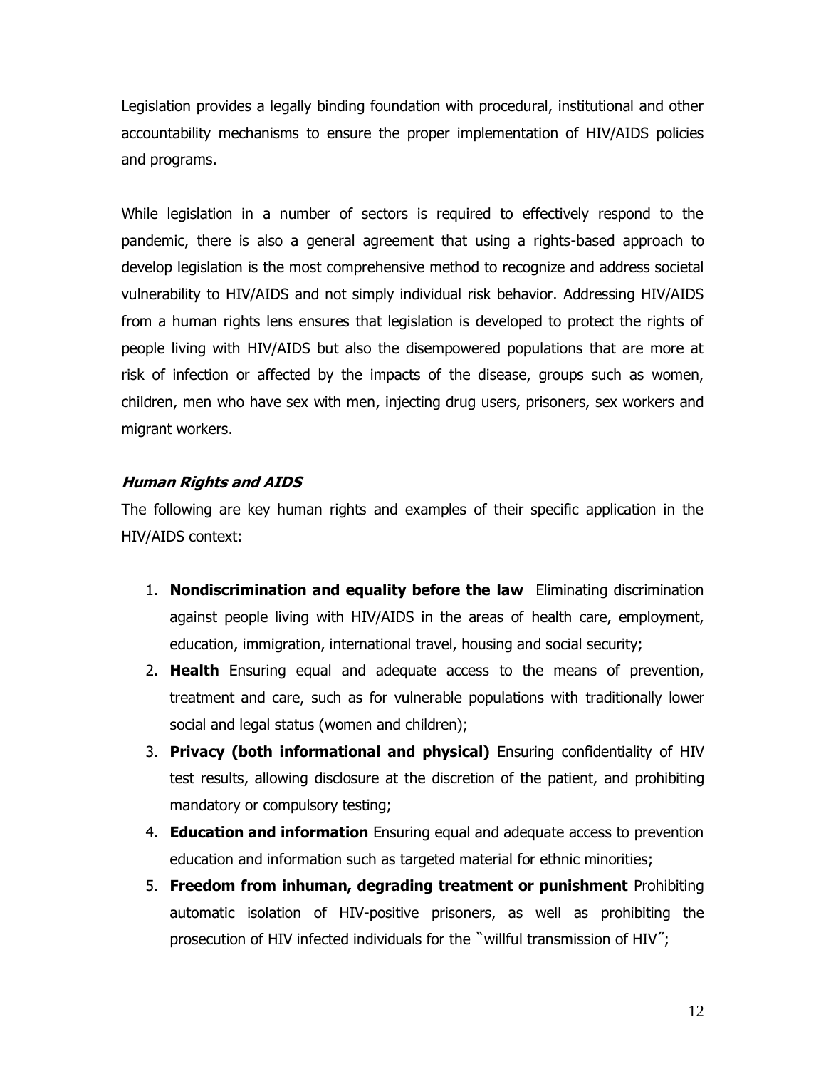Legislation provides a legally binding foundation with procedural, institutional and other accountability mechanisms to ensure the proper implementation of HIV/AIDS policies and programs.

While legislation in a number of sectors is required to effectively respond to the pandemic, there is also a general agreement that using a rights-based approach to develop legislation is the most comprehensive method to recognize and address societal vulnerability to HIV/AIDS and not simply individual risk behavior. Addressing HIV/AIDS from a human rights lens ensures that legislation is developed to protect the rights of people living with HIV/AIDS but also the disempowered populations that are more at risk of infection or affected by the impacts of the disease, groups such as women, children, men who have sex with men, injecting drug users, prisoners, sex workers and migrant workers.

***Human Rights and AIDS***

The following are key human rights and examples of their specific application in the HIV/AIDS context:

1. **Nondiscrimination and equality before the law** Eliminating discrimination against people living with HIV/AIDS in the areas of health care, employment, education, immigration, international travel, housing and social security;
2. **Health** Ensuring equal and adequate access to the means of prevention, treatment and care, such as for vulnerable populations with traditionally lower social and legal status (women and children);
3. **Privacy (both informational and physical)** Ensuring confidentiality of HIV test results, allowing disclosure at the discretion of the patient, and prohibiting mandatory or compulsory testing;
4. **Education and information** Ensuring equal and adequate access to prevention education and information such as targeted material for ethnic minorities;
5. **Freedom from inhuman, degrading treatment or punishment** Prohibiting automatic isolation of HIV-positive prisoners, as well as prohibiting the prosecution of HIV infected individuals for the "willful transmission of HIV";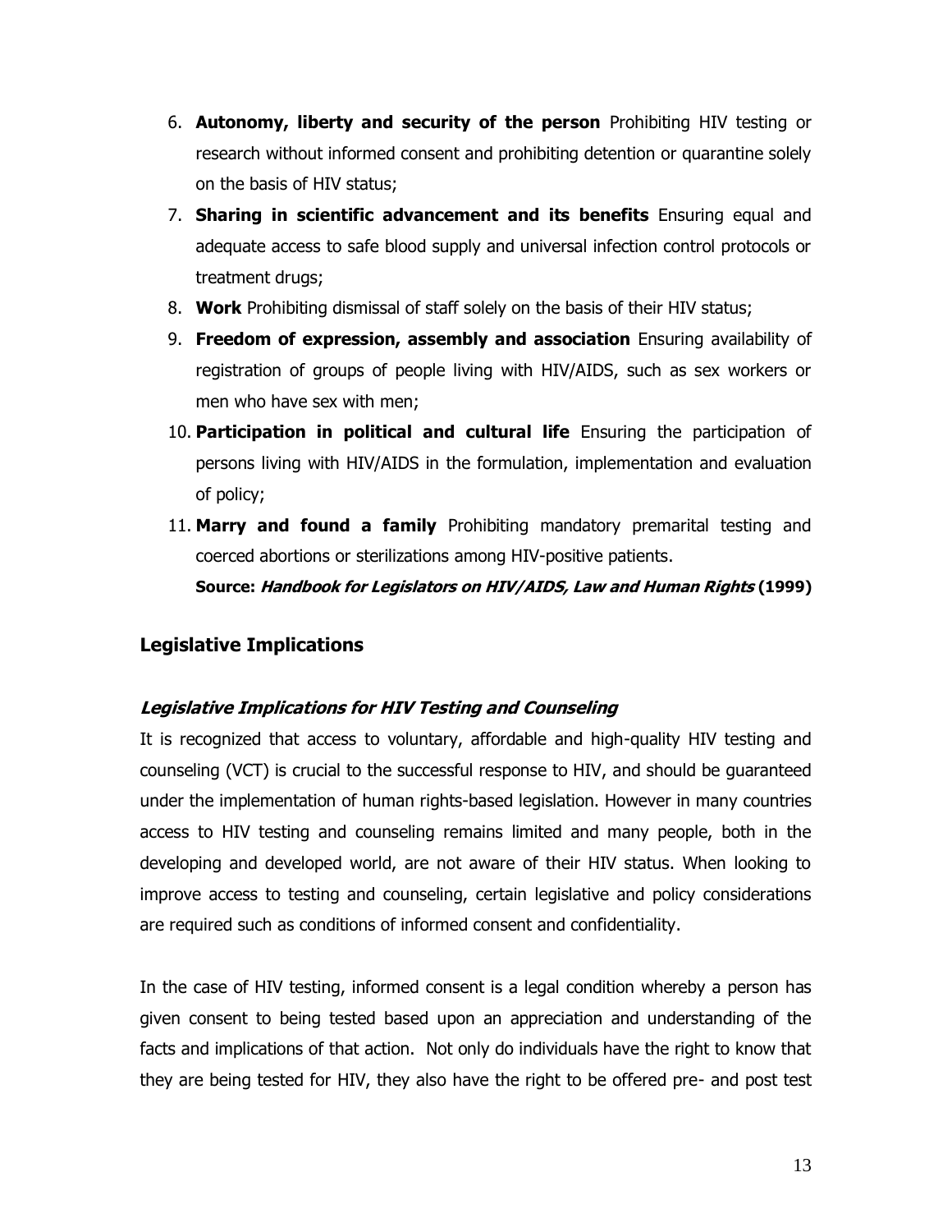6. **Autonomy, liberty and security of the person** Prohibiting HIV testing or research without informed consent and prohibiting detention or quarantine solely on the basis of HIV status;
7. **Sharing in scientific advancement and its benefits** Ensuring equal and adequate access to safe blood supply and universal infection control protocols or treatment drugs;
8. **Work** Prohibiting dismissal of staff solely on the basis of their HIV status;
9. **Freedom of expression, assembly and association** Ensuring availability of registration of groups of people living with HIV/AIDS, such as sex workers or men who have sex with men;
10. **Participation in political and cultural life** Ensuring the participation of persons living with HIV/AIDS in the formulation, implementation and evaluation of policy;
11. **Marry and found a family** Prohibiting mandatory premarital testing and coerced abortions or sterilizations among HIV-positive patients.

**Source: *Handbook for Legislators on HIV/AIDS, Law and Human Rights* (1999)**

## Legislative Implications

### *Legislative Implications for HIV Testing and Counseling*

It is recognized that access to voluntary, affordable and high-quality HIV testing and counseling (VCT) is crucial to the successful response to HIV, and should be guaranteed under the implementation of human rights-based legislation. However in many countries access to HIV testing and counseling remains limited and many people, both in the developing and developed world, are not aware of their HIV status. When looking to improve access to testing and counseling, certain legislative and policy considerations are required such as conditions of informed consent and confidentiality.

In the case of HIV testing, informed consent is a legal condition whereby a person has given consent to being tested based upon an appreciation and understanding of the facts and implications of that action. Not only do individuals have the right to know that they are being tested for HIV, they also have the right to be offered pre- and post test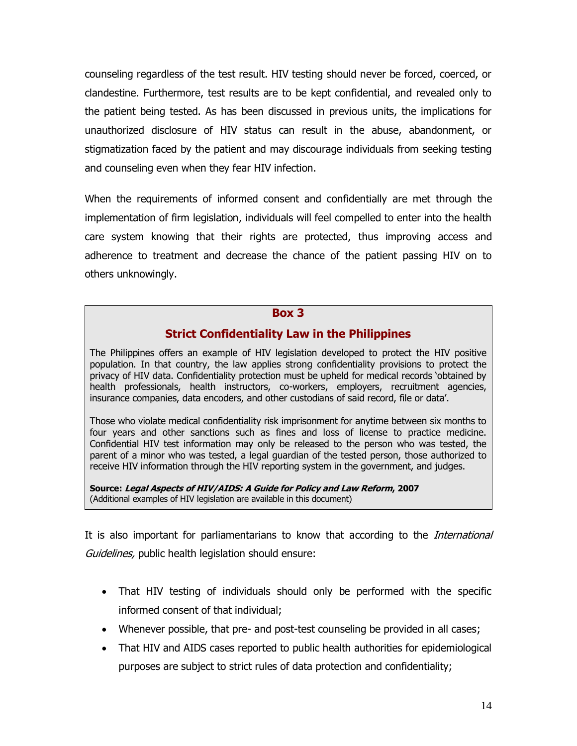counseling regardless of the test result. HIV testing should never be forced, coerced, or clandestine. Furthermore, test results are to be kept confidential, and revealed only to the patient being tested. As has been discussed in previous units, the implications for unauthorized disclosure of HIV status can result in the abuse, abandonment, or stigmatization faced by the patient and may discourage individuals from seeking testing and counseling even when they fear HIV infection.

When the requirements of informed consent and confidentially are met through the implementation of firm legislation, individuals will feel compelled to enter into the health care system knowing that their rights are protected, thus improving access and adherence to treatment and decrease the chance of the patient passing HIV on to others unknowingly.

> **Box 3**
>
> **Strict Confidentiality Law in the Philippines**
>
> The Philippines offers an example of HIV legislation developed to protect the HIV positive population. In that country, the law applies strong confidentiality provisions to protect the privacy of HIV data. Confidentiality protection must be upheld for medical records 'obtained by health professionals, health instructors, co-workers, employers, recruitment agencies, insurance companies, data encoders, and other custodians of said record, file or data'.
>
> Those who violate medical confidentiality risk imprisonment for anytime between six months to four years and other sanctions such as fines and loss of license to practice medicine. Confidential HIV test information may only be released to the person who was tested, the parent of a minor who was tested, a legal guardian of the tested person, those authorized to receive HIV information through the HIV reporting system in the government, and judges.
>
> **Source: *Legal Aspects of HIV/AIDS: A Guide for Policy and Law Reform*, 2007**
> (Additional examples of HIV legislation are available in this document)

It is also important for parliamentarians to know that according to the *International Guidelines,* public health legislation should ensure:

- That HIV testing of individuals should only be performed with the specific informed consent of that individual;
- Whenever possible, that pre- and post-test counseling be provided in all cases;
- That HIV and AIDS cases reported to public health authorities for epidemiological purposes are subject to strict rules of data protection and confidentiality;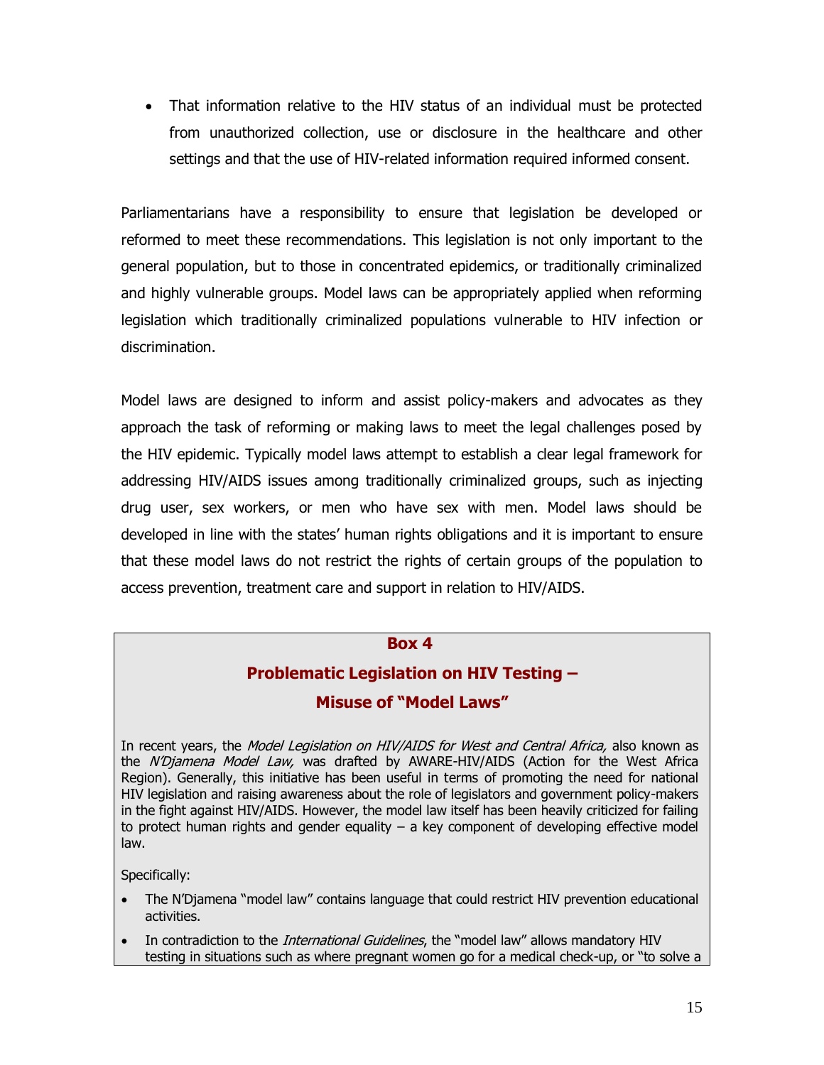- That information relative to the HIV status of an individual must be protected from unauthorized collection, use or disclosure in the healthcare and other settings and that the use of HIV-related information required informed consent.

Parliamentarians have a responsibility to ensure that legislation be developed or reformed to meet these recommendations. This legislation is not only important to the general population, but to those in concentrated epidemics, or traditionally criminalized and highly vulnerable groups. Model laws can be appropriately applied when reforming legislation which traditionally criminalized populations vulnerable to HIV infection or discrimination.

Model laws are designed to inform and assist policy-makers and advocates as they approach the task of reforming or making laws to meet the legal challenges posed by the HIV epidemic. Typically model laws attempt to establish a clear legal framework for addressing HIV/AIDS issues among traditionally criminalized groups, such as injecting drug user, sex workers, or men who have sex with men. Model laws should be developed in line with the states' human rights obligations and it is important to ensure that these model laws do not restrict the rights of certain groups of the population to access prevention, treatment care and support in relation to HIV/AIDS.

**Box 4**

**Problematic Legislation on HIV Testing – Misuse of "Model Laws"**

In recent years, the *Model Legislation on HIV/AIDS for West and Central Africa,* also known as the *N'Djamena Model Law,* was drafted by AWARE-HIV/AIDS (Action for the West Africa Region). Generally, this initiative has been useful in terms of promoting the need for national HIV legislation and raising awareness about the role of legislators and government policy-makers in the fight against HIV/AIDS. However, the model law itself has been heavily criticized for failing to protect human rights and gender equality – a key component of developing effective model law.

Specifically:

- The N'Djamena "model law" contains language that could restrict HIV prevention educational activities.
- In contradiction to the *International Guidelines*, the "model law" allows mandatory HIV testing in situations such as where pregnant women go for a medical check-up, or "to solve a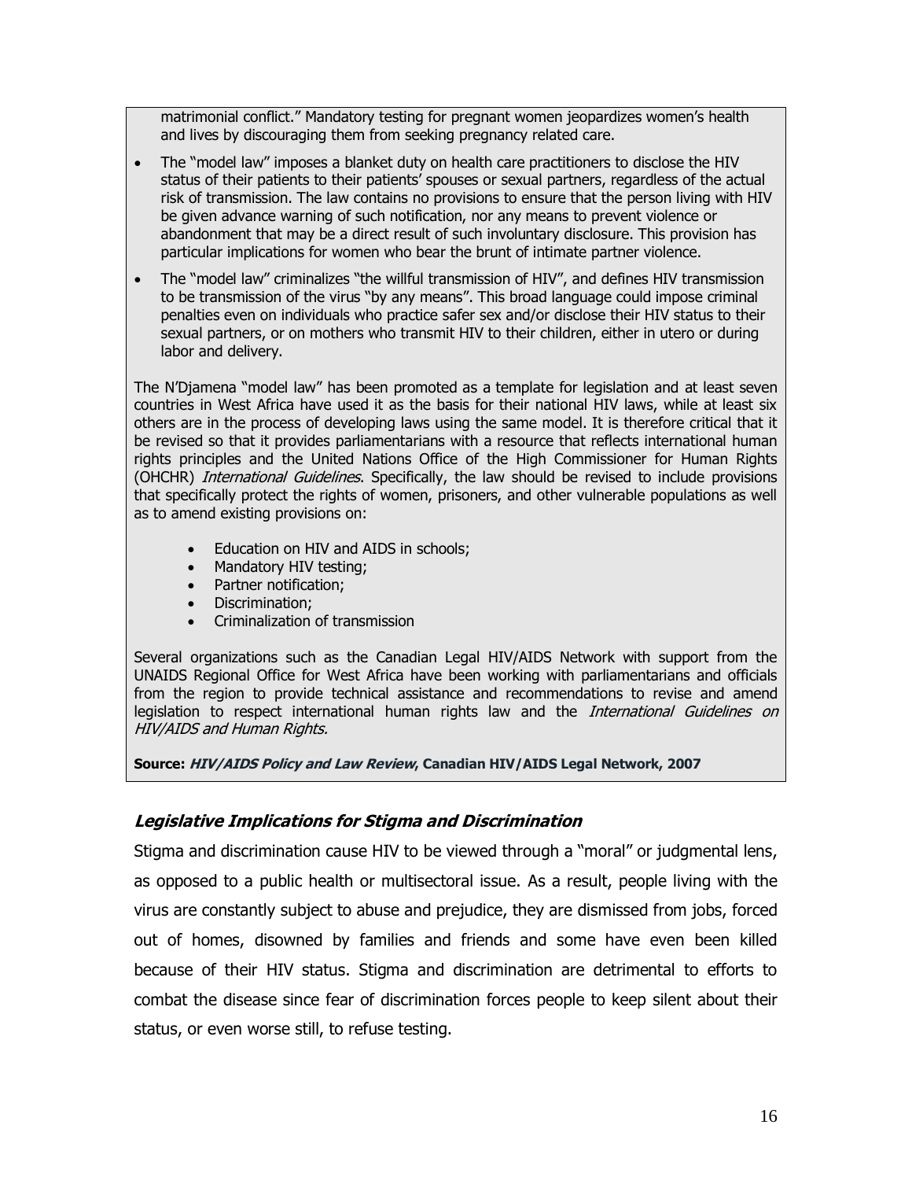matrimonial conflict." Mandatory testing for pregnant women jeopardizes women's health and lives by discouraging them from seeking pregnancy related care.

- The "model law" imposes a blanket duty on health care practitioners to disclose the HIV status of their patients to their patients' spouses or sexual partners, regardless of the actual risk of transmission. The law contains no provisions to ensure that the person living with HIV be given advance warning of such notification, nor any means to prevent violence or abandonment that may be a direct result of such involuntary disclosure. This provision has particular implications for women who bear the brunt of intimate partner violence.
- The "model law" criminalizes "the willful transmission of HIV", and defines HIV transmission to be transmission of the virus "by any means". This broad language could impose criminal penalties even on individuals who practice safer sex and/or disclose their HIV status to their sexual partners, or on mothers who transmit HIV to their children, either in utero or during labor and delivery.

The N'Djamena "model law" has been promoted as a template for legislation and at least seven countries in West Africa have used it as the basis for their national HIV laws, while at least six others are in the process of developing laws using the same model. It is therefore critical that it be revised so that it provides parliamentarians with a resource that reflects international human rights principles and the United Nations Office of the High Commissioner for Human Rights (OHCHR) *International Guidelines*. Specifically, the law should be revised to include provisions that specifically protect the rights of women, prisoners, and other vulnerable populations as well as to amend existing provisions on:

- Education on HIV and AIDS in schools;
- Mandatory HIV testing;
- Partner notification;
- Discrimination;
- Criminalization of transmission

Several organizations such as the Canadian Legal HIV/AIDS Network with support from the UNAIDS Regional Office for West Africa have been working with parliamentarians and officials from the region to provide technical assistance and recommendations to revise and amend legislation to respect international human rights law and the *International Guidelines on HIV/AIDS and Human Rights.*

**Source: *HIV/AIDS Policy and Law Review*, Canadian HIV/AIDS Legal Network, 2007**

### *Legislative Implications for Stigma and Discrimination*

Stigma and discrimination cause HIV to be viewed through a "moral" or judgmental lens, as opposed to a public health or multisectoral issue. As a result, people living with the virus are constantly subject to abuse and prejudice, they are dismissed from jobs, forced out of homes, disowned by families and friends and some have even been killed because of their HIV status. Stigma and discrimination are detrimental to efforts to combat the disease since fear of discrimination forces people to keep silent about their status, or even worse still, to refuse testing.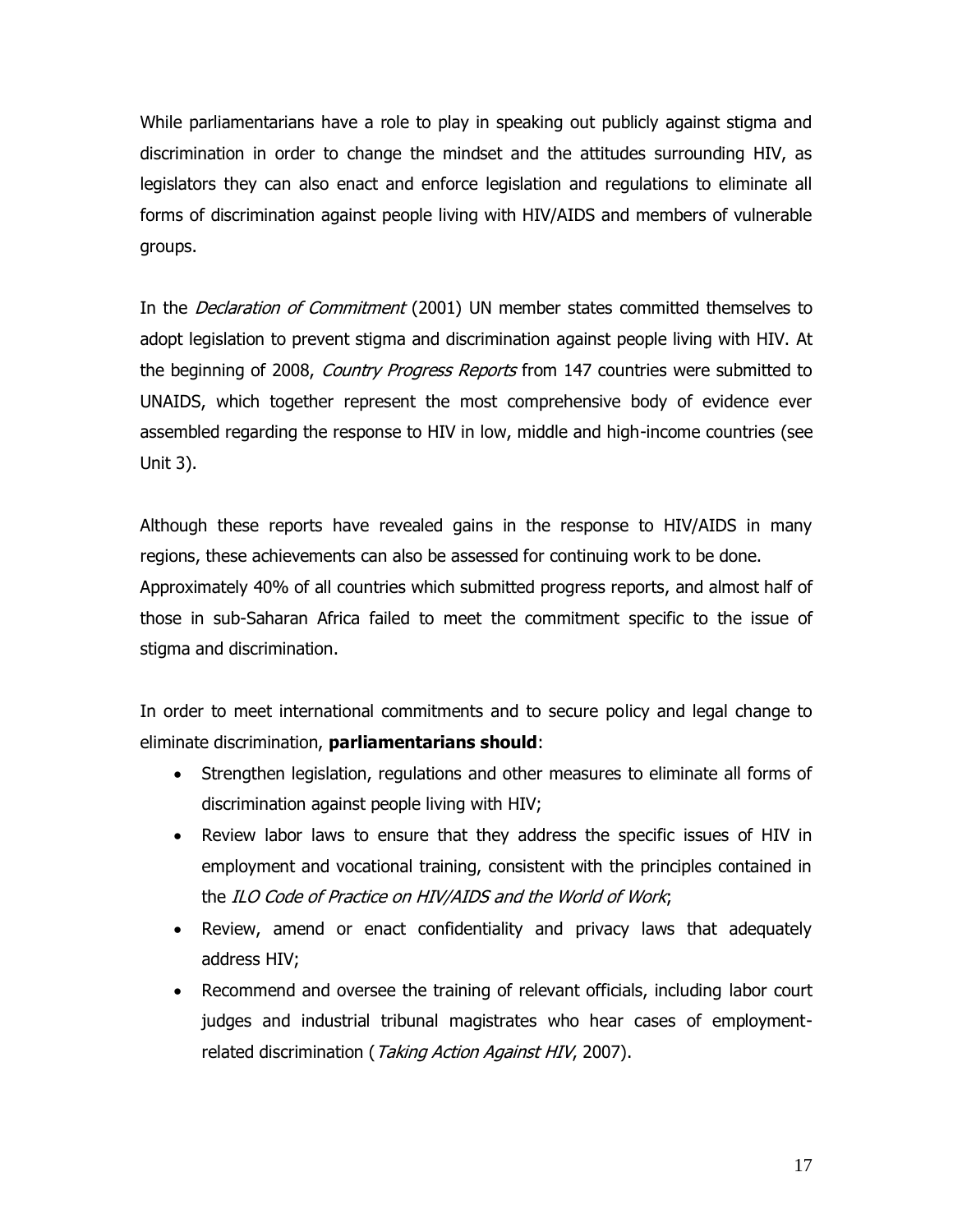While parliamentarians have a role to play in speaking out publicly against stigma and discrimination in order to change the mindset and the attitudes surrounding HIV, as legislators they can also enact and enforce legislation and regulations to eliminate all forms of discrimination against people living with HIV/AIDS and members of vulnerable groups.

In the *Declaration of Commitment* (2001) UN member states committed themselves to adopt legislation to prevent stigma and discrimination against people living with HIV. At the beginning of 2008, *Country Progress Reports* from 147 countries were submitted to UNAIDS, which together represent the most comprehensive body of evidence ever assembled regarding the response to HIV in low, middle and high-income countries (see Unit 3).

Although these reports have revealed gains in the response to HIV/AIDS in many regions, these achievements can also be assessed for continuing work to be done. Approximately 40% of all countries which submitted progress reports, and almost half of those in sub-Saharan Africa failed to meet the commitment specific to the issue of stigma and discrimination.

In order to meet international commitments and to secure policy and legal change to eliminate discrimination, **parliamentarians should**:

- Strengthen legislation, regulations and other measures to eliminate all forms of discrimination against people living with HIV;
- Review labor laws to ensure that they address the specific issues of HIV in employment and vocational training, consistent with the principles contained in the *ILO Code of Practice on HIV/AIDS and the World of Work*;
- Review, amend or enact confidentiality and privacy laws that adequately address HIV;
- Recommend and oversee the training of relevant officials, including labor court judges and industrial tribunal magistrates who hear cases of employment-related discrimination (*Taking Action Against HIV*, 2007).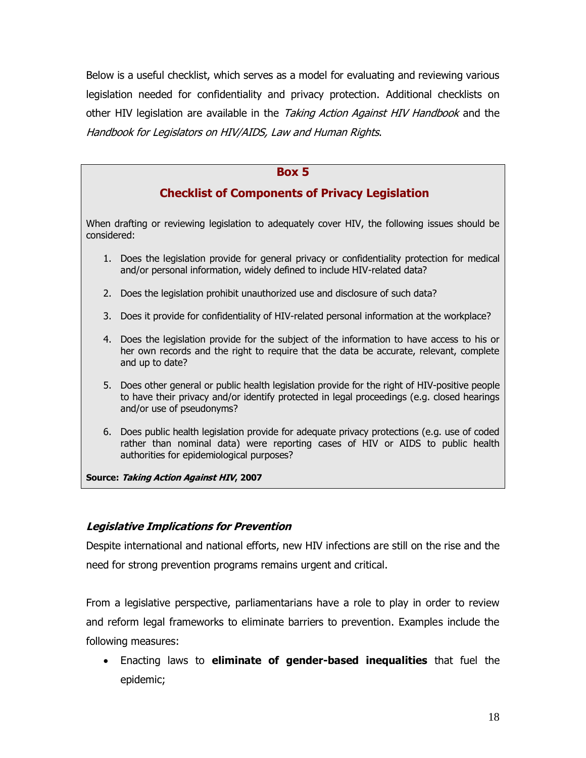Below is a useful checklist, which serves as a model for evaluating and reviewing various legislation needed for confidentiality and privacy protection. Additional checklists on other HIV legislation are available in the *Taking Action Against HIV Handbook* and the *Handbook for Legislators on HIV/AIDS, Law and Human Rights*.

**Box 5**

**Checklist of Components of Privacy Legislation**

When drafting or reviewing legislation to adequately cover HIV, the following issues should be considered:

1. Does the legislation provide for general privacy or confidentiality protection for medical and/or personal information, widely defined to include HIV-related data?
2. Does the legislation prohibit unauthorized use and disclosure of such data?
3. Does it provide for confidentiality of HIV-related personal information at the workplace?
4. Does the legislation provide for the subject of the information to have access to his or her own records and the right to require that the data be accurate, relevant, complete and up to date?
5. Does other general or public health legislation provide for the right of HIV-positive people to have their privacy and/or identify protected in legal proceedings (e.g. closed hearings and/or use of pseudonyms?
6. Does public health legislation provide for adequate privacy protections (e.g. use of coded rather than nominal data) were reporting cases of HIV or AIDS to public health authorities for epidemiological purposes?

**Source: *Taking Action Against HIV*, 2007**

### ***Legislative Implications for Prevention***

Despite international and national efforts, new HIV infections are still on the rise and the need for strong prevention programs remains urgent and critical.

From a legislative perspective, parliamentarians have a role to play in order to review and reform legal frameworks to eliminate barriers to prevention. Examples include the following measures:

- Enacting laws to **eliminate of gender-based inequalities** that fuel the epidemic;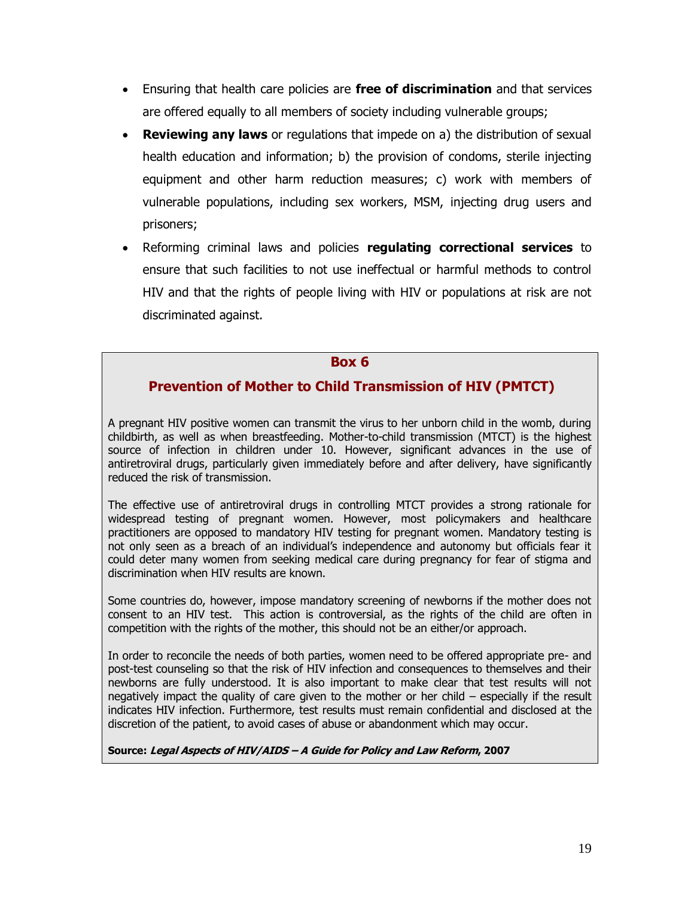- Ensuring that health care policies are **free of discrimination** and that services are offered equally to all members of society including vulnerable groups;
- **Reviewing any laws** or regulations that impede on a) the distribution of sexual health education and information; b) the provision of condoms, sterile injecting equipment and other harm reduction measures; c) work with members of vulnerable populations, including sex workers, MSM, injecting drug users and prisoners;
- Reforming criminal laws and policies **regulating correctional services** to ensure that such facilities to not use ineffectual or harmful methods to control HIV and that the rights of people living with HIV or populations at risk are not discriminated against.

## Box 6

## Prevention of Mother to Child Transmission of HIV (PMTCT)

A pregnant HIV positive women can transmit the virus to her unborn child in the womb, during childbirth, as well as when breastfeeding. Mother-to-child transmission (MTCT) is the highest source of infection in children under 10. However, significant advances in the use of antiretroviral drugs, particularly given immediately before and after delivery, have significantly reduced the risk of transmission.

The effective use of antiretroviral drugs in controlling MTCT provides a strong rationale for widespread testing of pregnant women. However, most policymakers and healthcare practitioners are opposed to mandatory HIV testing for pregnant women. Mandatory testing is not only seen as a breach of an individual's independence and autonomy but officials fear it could deter many women from seeking medical care during pregnancy for fear of stigma and discrimination when HIV results are known.

Some countries do, however, impose mandatory screening of newborns if the mother does not consent to an HIV test. This action is controversial, as the rights of the child are often in competition with the rights of the mother, this should not be an either/or approach.

In order to reconcile the needs of both parties, women need to be offered appropriate pre- and post-test counseling so that the risk of HIV infection and consequences to themselves and their newborns are fully understood. It is also important to make clear that test results will not negatively impact the quality of care given to the mother or her child – especially if the result indicates HIV infection. Furthermore, test results must remain confidential and disclosed at the discretion of the patient, to avoid cases of abuse or abandonment which may occur.

**Source:** ***Legal Aspects of HIV/AIDS – A Guide for Policy and Law Reform*, 2007**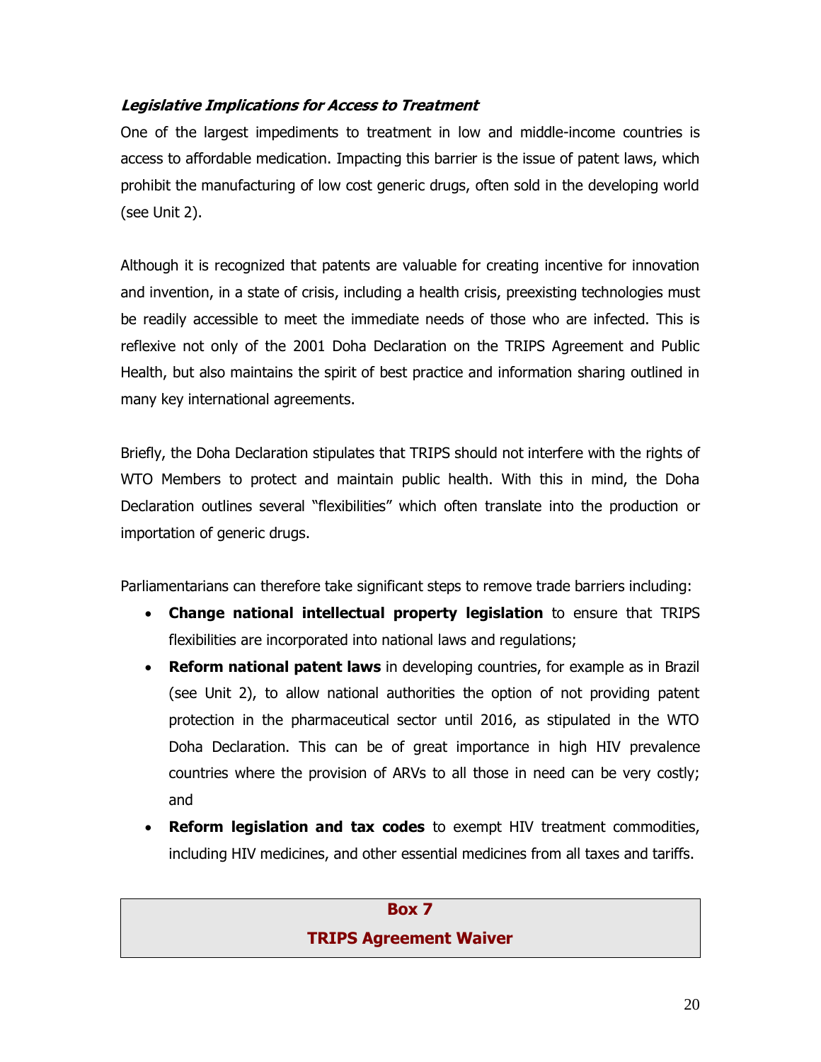### *Legislative Implications for Access to Treatment*

One of the largest impediments to treatment in low and middle-income countries is access to affordable medication. Impacting this barrier is the issue of patent laws, which prohibit the manufacturing of low cost generic drugs, often sold in the developing world (see Unit 2).

Although it is recognized that patents are valuable for creating incentive for innovation and invention, in a state of crisis, including a health crisis, preexisting technologies must be readily accessible to meet the immediate needs of those who are infected. This is reflexive not only of the 2001 Doha Declaration on the TRIPS Agreement and Public Health, but also maintains the spirit of best practice and information sharing outlined in many key international agreements.

Briefly, the Doha Declaration stipulates that TRIPS should not interfere with the rights of WTO Members to protect and maintain public health. With this in mind, the Doha Declaration outlines several "flexibilities" which often translate into the production or importation of generic drugs.

Parliamentarians can therefore take significant steps to remove trade barriers including:

- **Change national intellectual property legislation** to ensure that TRIPS flexibilities are incorporated into national laws and regulations;
- **Reform national patent laws** in developing countries, for example as in Brazil (see Unit 2), to allow national authorities the option of not providing patent protection in the pharmaceutical sector until 2016, as stipulated in the WTO Doha Declaration. This can be of great importance in high HIV prevalence countries where the provision of ARVs to all those in need can be very costly; and
- **Reform legislation and tax codes** to exempt HIV treatment commodities, including HIV medicines, and other essential medicines from all taxes and tariffs.

**Box 7**

**TRIPS Agreement Waiver**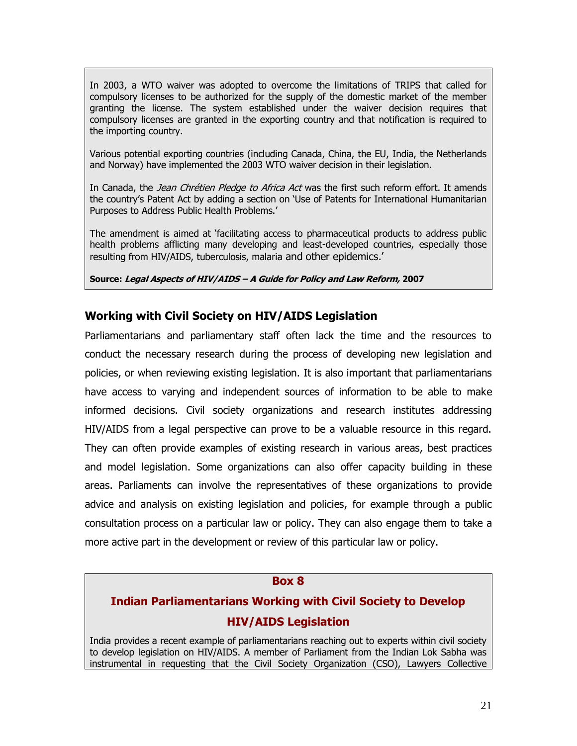In 2003, a WTO waiver was adopted to overcome the limitations of TRIPS that called for compulsory licenses to be authorized for the supply of the domestic market of the member granting the license. The system established under the waiver decision requires that compulsory licenses are granted in the exporting country and that notification is required to the importing country.

Various potential exporting countries (including Canada, China, the EU, India, the Netherlands and Norway) have implemented the 2003 WTO waiver decision in their legislation.

In Canada, the *Jean Chrétien Pledge to Africa Act* was the first such reform effort. It amends the country's Patent Act by adding a section on 'Use of Patents for International Humanitarian Purposes to Address Public Health Problems.'

The amendment is aimed at 'facilitating access to pharmaceutical products to address public health problems afflicting many developing and least-developed countries, especially those resulting from HIV/AIDS, tuberculosis, malaria and other epidemics.'

**Source: *Legal Aspects of HIV/AIDS – A Guide for Policy and Law Reform,* 2007**

## Working with Civil Society on HIV/AIDS Legislation

Parliamentarians and parliamentary staff often lack the time and the resources to conduct the necessary research during the process of developing new legislation and policies, or when reviewing existing legislation. It is also important that parliamentarians have access to varying and independent sources of information to be able to make informed decisions. Civil society organizations and research institutes addressing HIV/AIDS from a legal perspective can prove to be a valuable resource in this regard. They can often provide examples of existing research in various areas, best practices and model legislation. Some organizations can also offer capacity building in these areas. Parliaments can involve the representatives of these organizations to provide advice and analysis on existing legislation and policies, for example through a public consultation process on a particular law or policy. They can also engage them to take a more active part in the development or review of this particular law or policy.

**Box 8**

**Indian Parliamentarians Working with Civil Society to Develop HIV/AIDS Legislation**

India provides a recent example of parliamentarians reaching out to experts within civil society to develop legislation on HIV/AIDS. A member of Parliament from the Indian Lok Sabha was instrumental in requesting that the Civil Society Organization (CSO), Lawyers Collective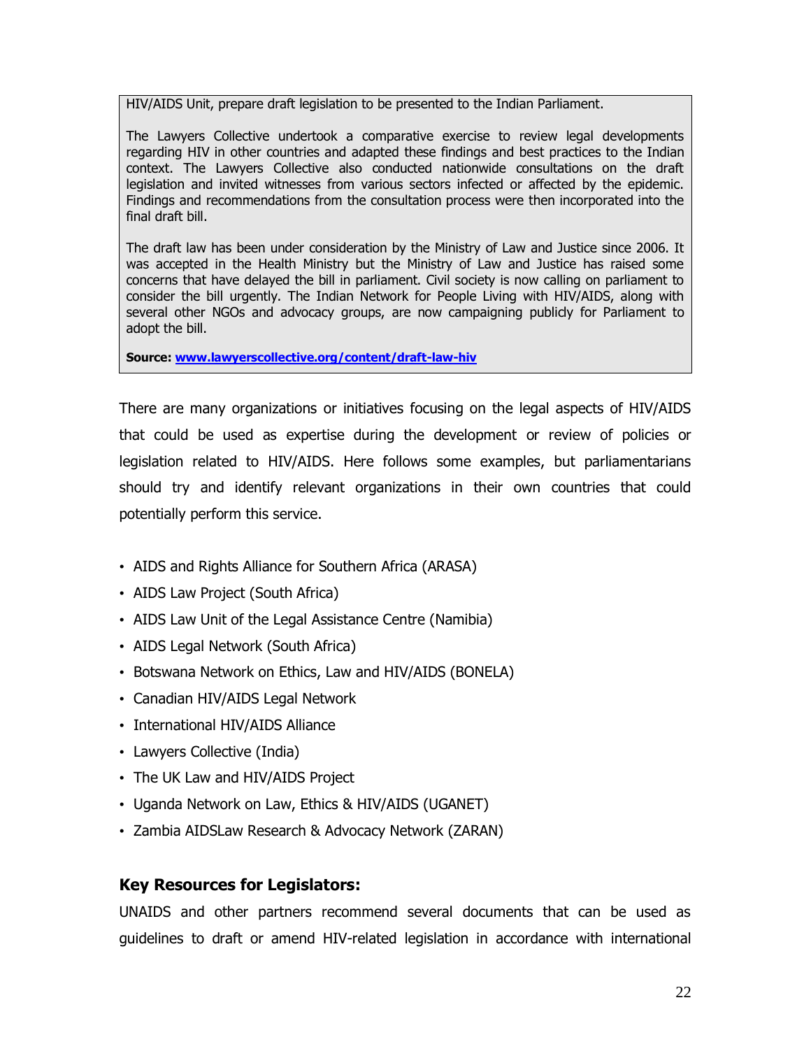HIV/AIDS Unit, prepare draft legislation to be presented to the Indian Parliament.

The Lawyers Collective undertook a comparative exercise to review legal developments regarding HIV in other countries and adapted these findings and best practices to the Indian context. The Lawyers Collective also conducted nationwide consultations on the draft legislation and invited witnesses from various sectors infected or affected by the epidemic. Findings and recommendations from the consultation process were then incorporated into the final draft bill.

The draft law has been under consideration by the Ministry of Law and Justice since 2006. It was accepted in the Health Ministry but the Ministry of Law and Justice has raised some concerns that have delayed the bill in parliament. Civil society is now calling on parliament to consider the bill urgently. The Indian Network for People Living with HIV/AIDS, along with several other NGOs and advocacy groups, are now campaigning publicly for Parliament to adopt the bill.

**Source: www.lawyerscollective.org/content/draft-law-hiv**

There are many organizations or initiatives focusing on the legal aspects of HIV/AIDS that could be used as expertise during the development or review of policies or legislation related to HIV/AIDS. Here follows some examples, but parliamentarians should try and identify relevant organizations in their own countries that could potentially perform this service.

- AIDS and Rights Alliance for Southern Africa (ARASA)
- AIDS Law Project (South Africa)
- AIDS Law Unit of the Legal Assistance Centre (Namibia)
- AIDS Legal Network (South Africa)
- Botswana Network on Ethics, Law and HIV/AIDS (BONELA)
- Canadian HIV/AIDS Legal Network
- International HIV/AIDS Alliance
- Lawyers Collective (India)
- The UK Law and HIV/AIDS Project
- Uganda Network on Law, Ethics & HIV/AIDS (UGANET)
- Zambia AIDSLaw Research & Advocacy Network (ZARAN)

### Key Resources for Legislators:

UNAIDS and other partners recommend several documents that can be used as guidelines to draft or amend HIV-related legislation in accordance with international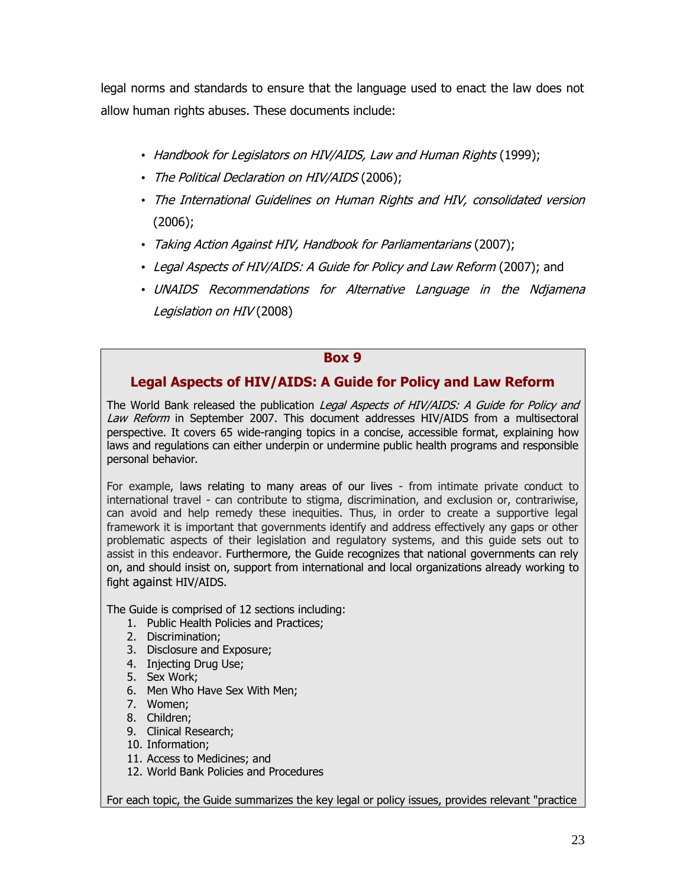legal norms and standards to ensure that the language used to enact the law does not allow human rights abuses. These documents include:

- *Handbook for Legislators on HIV/AIDS, Law and Human Rights* (1999);
- *The Political Declaration on HIV/AIDS* (2006);
- *The International Guidelines on Human Rights and HIV, consolidated version* (2006);
- *Taking Action Against HIV, Handbook for Parliamentarians* (2007);
- *Legal Aspects of HIV/AIDS: A Guide for Policy and Law Reform* (2007); and
- *UNAIDS Recommendations for Alternative Language in the Ndjamena Legislation on HIV* (2008)

## Box 9

## Legal Aspects of HIV/AIDS: A Guide for Policy and Law Reform

The World Bank released the publication *Legal Aspects of HIV/AIDS: A Guide for Policy and Law Reform* in September 2007. This document addresses HIV/AIDS from a multisectoral perspective. It covers 65 wide-ranging topics in a concise, accessible format, explaining how laws and regulations can either underpin or undermine public health programs and responsible personal behavior.

For example, laws relating to many areas of our lives - from intimate private conduct to international travel - can contribute to stigma, discrimination, and exclusion or, contrariwise, can avoid and help remedy these inequities. Thus, in order to create a supportive legal framework it is important that governments identify and address effectively any gaps or other problematic aspects of their legislation and regulatory systems, and this guide sets out to assist in this endeavor. Furthermore, the Guide recognizes that national governments can rely on, and should insist on, support from international and local organizations already working to fight against HIV/AIDS.

The Guide is comprised of 12 sections including:

1. Public Health Policies and Practices;
2. Discrimination;
3. Disclosure and Exposure;
4. Injecting Drug Use;
5. Sex Work;
6. Men Who Have Sex With Men;
7. Women;
8. Children;
9. Clinical Research;
10. Information;
11. Access to Medicines; and
12. World Bank Policies and Procedures

For each topic, the Guide summarizes the key legal or policy issues, provides relevant "practice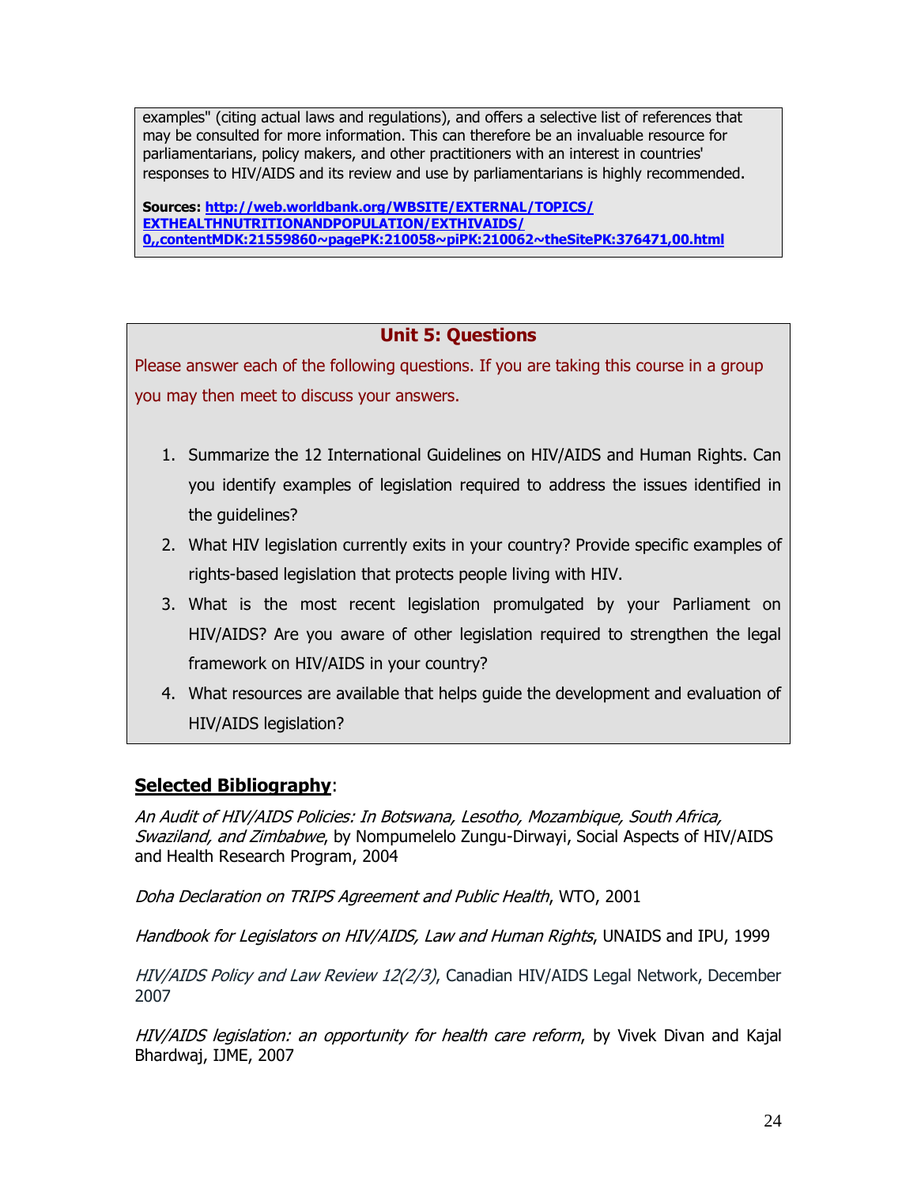examples" (citing actual laws and regulations), and offers a selective list of references that may be consulted for more information. This can therefore be an invaluable resource for parliamentarians, policy makers, and other practitioners with an interest in countries' responses to HIV/AIDS and its review and use by parliamentarians is highly recommended.

**Sources: http://web.worldbank.org/WBSITE/EXTERNAL/TOPICS/EXTHEALTHNUTRITIONANDPOPULATION/EXTHIVAIDS/0,,contentMDK:21559860~pagePK:210058~piPK:210062~theSitePK:376471,00.html**

## Unit 5: Questions

Please answer each of the following questions. If you are taking this course in a group you may then meet to discuss your answers.

1. Summarize the 12 International Guidelines on HIV/AIDS and Human Rights. Can you identify examples of legislation required to address the issues identified in the guidelines?
2. What HIV legislation currently exits in your country? Provide specific examples of rights-based legislation that protects people living with HIV.
3. What is the most recent legislation promulgated by your Parliament on HIV/AIDS? Are you aware of other legislation required to strengthen the legal framework on HIV/AIDS in your country?
4. What resources are available that helps guide the development and evaluation of HIV/AIDS legislation?

## Selected Bibliography:

*An Audit of HIV/AIDS Policies: In Botswana, Lesotho, Mozambique, South Africa, Swaziland, and Zimbabwe*, by Nompumelelo Zungu-Dirwayi, Social Aspects of HIV/AIDS and Health Research Program, 2004

*Doha Declaration on TRIPS Agreement and Public Health*, WTO, 2001

*Handbook for Legislators on HIV/AIDS, Law and Human Rights*, UNAIDS and IPU, 1999

*HIV/AIDS Policy and Law Review 12(2/3)*, Canadian HIV/AIDS Legal Network, December 2007

*HIV/AIDS legislation: an opportunity for health care reform*, by Vivek Divan and Kajal Bhardwaj, IJME, 2007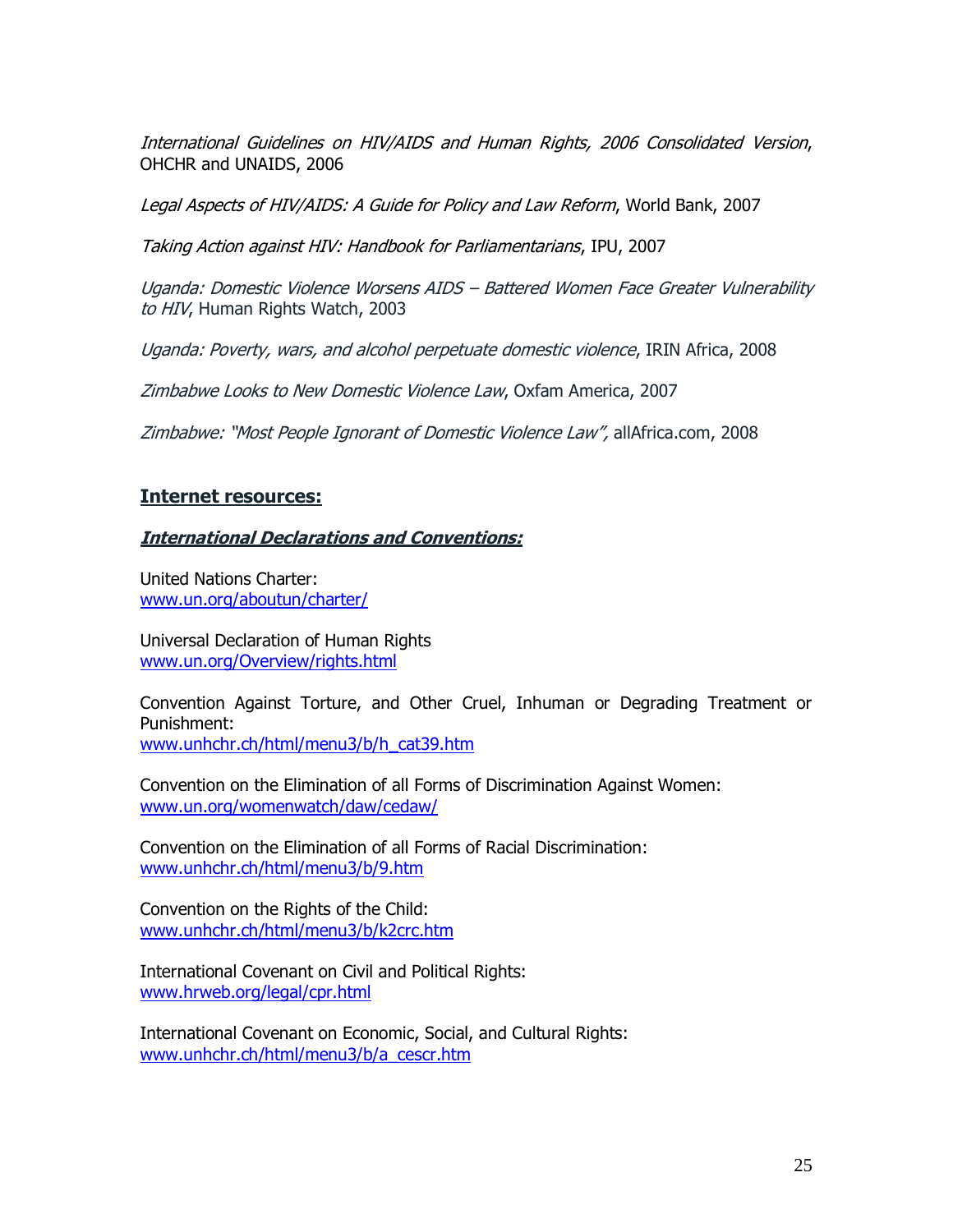*International Guidelines on HIV/AIDS and Human Rights, 2006 Consolidated Version*, OHCHR and UNAIDS, 2006

*Legal Aspects of HIV/AIDS: A Guide for Policy and Law Reform*, World Bank, 2007

*Taking Action against HIV: Handbook for Parliamentarians*, IPU, 2007

*Uganda: Domestic Violence Worsens AIDS – Battered Women Face Greater Vulnerability to HIV*, Human Rights Watch, 2003

*Uganda: Poverty, wars, and alcohol perpetuate domestic violence*, IRIN Africa, 2008

*Zimbabwe Looks to New Domestic Violence Law*, Oxfam America, 2007

*Zimbabwe: "Most People Ignorant of Domestic Violence Law",* allAfrica.com, 2008

## **Internet resources:**

### ***International Declarations and Conventions:***

United Nations Charter:
www.un.org/aboutun/charter/

Universal Declaration of Human Rights
www.un.org/Overview/rights.html

Convention Against Torture, and Other Cruel, Inhuman or Degrading Treatment or Punishment:
www.unhchr.ch/html/menu3/b/h_cat39.htm

Convention on the Elimination of all Forms of Discrimination Against Women:
www.un.org/womenwatch/daw/cedaw/

Convention on the Elimination of all Forms of Racial Discrimination:
www.unhchr.ch/html/menu3/b/9.htm

Convention on the Rights of the Child:
www.unhchr.ch/html/menu3/b/k2crc.htm

International Covenant on Civil and Political Rights:
www.hrweb.org/legal/cpr.html

International Covenant on Economic, Social, and Cultural Rights:
www.unhchr.ch/html/menu3/b/a_cescr.htm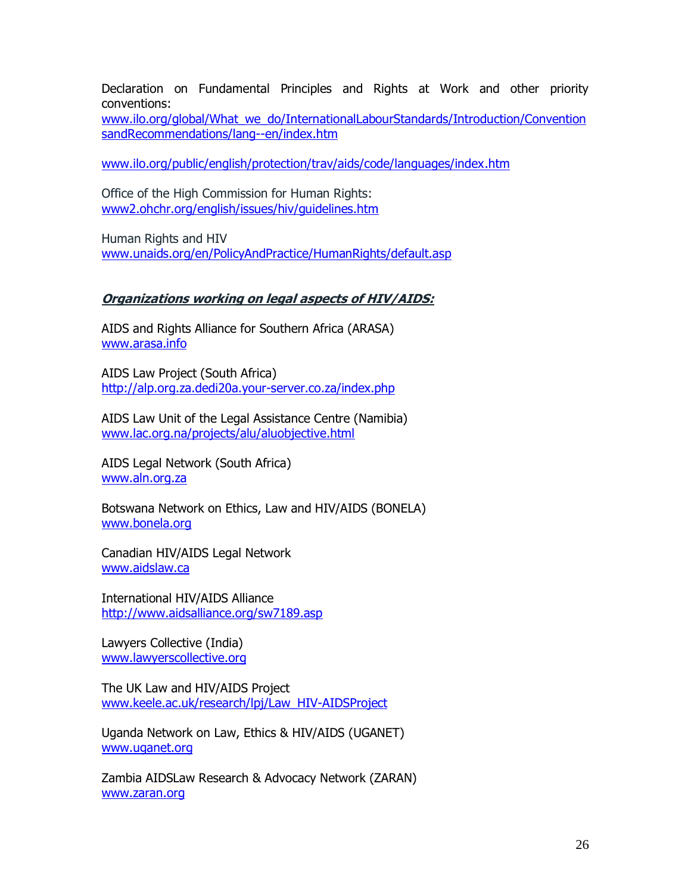Declaration on Fundamental Principles and Rights at Work and other priority conventions:
www.ilo.org/global/What_we_do/InternationalLabourStandards/Introduction/ConventionsandRecommendations/lang--en/index.htm

www.ilo.org/public/english/protection/trav/aids/code/languages/index.htm

Office of the High Commission for Human Rights:
www2.ohchr.org/english/issues/hiv/guidelines.htm

Human Rights and HIV
www.unaids.org/en/PolicyAndPractice/HumanRights/default.asp

***Organizations working on legal aspects of HIV/AIDS:***

AIDS and Rights Alliance for Southern Africa (ARASA)
www.arasa.info

AIDS Law Project (South Africa)
http://alp.org.za.dedi20a.your-server.co.za/index.php

AIDS Law Unit of the Legal Assistance Centre (Namibia)
www.lac.org.na/projects/alu/aluobjective.html

AIDS Legal Network (South Africa)
www.aln.org.za

Botswana Network on Ethics, Law and HIV/AIDS (BONELA)
www.bonela.org

Canadian HIV/AIDS Legal Network
www.aidslaw.ca

International HIV/AIDS Alliance
http://www.aidsalliance.org/sw7189.asp

Lawyers Collective (India)
www.lawyerscollective.org

The UK Law and HIV/AIDS Project
www.keele.ac.uk/research/lpj/Law_HIV-AIDSProject

Uganda Network on Law, Ethics & HIV/AIDS (UGANET)
www.uganet.org

Zambia AIDSLaw Research & Advocacy Network (ZARAN)
www.zaran.org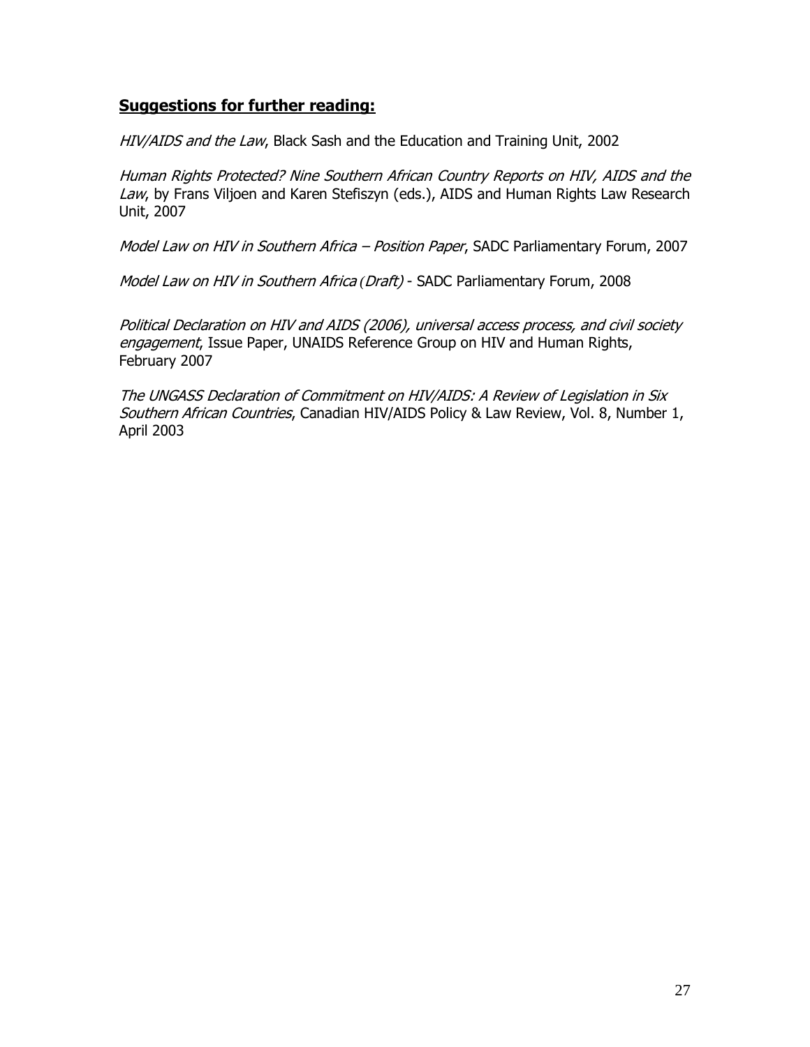## **Suggestions for further reading:**

*HIV/AIDS and the Law*, Black Sash and the Education and Training Unit, 2002

*Human Rights Protected? Nine Southern African Country Reports on HIV, AIDS and the Law*, by Frans Viljoen and Karen Stefiszyn (eds.), AIDS and Human Rights Law Research Unit, 2007

*Model Law on HIV in Southern Africa – Position Paper*, SADC Parliamentary Forum, 2007

*Model Law on HIV in Southern Africa (Draft)* - SADC Parliamentary Forum, 2008

*Political Declaration on HIV and AIDS (2006), universal access process, and civil society engagement*, Issue Paper, UNAIDS Reference Group on HIV and Human Rights, February 2007

*The UNGASS Declaration of Commitment on HIV/AIDS: A Review of Legislation in Six Southern African Countries*, Canadian HIV/AIDS Policy & Law Review, Vol. 8, Number 1, April 2003